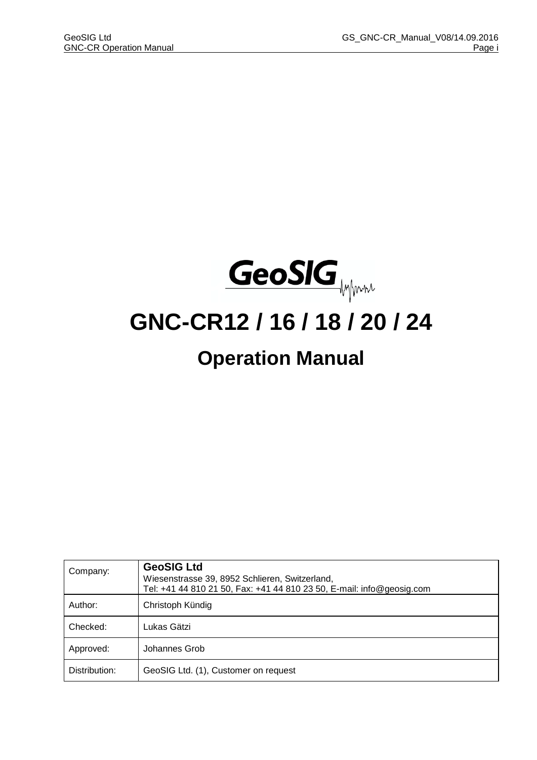# GNC-CR12 / 16 / 18 / 20 / 24

## Operation Manual

| Company: | **GeoSIG Ltd**<br>Wiesenstrasse 39, 8952 Schlieren, Switzerland,<br>Tel: +41 44 810 21 50, Fax: +41 44 810 23 50, E-mail: info@geosig.com |
|---|---|
| Author: | Christoph Kündig |
| Checked: | Lukas Gätzi |
| Approved: | Johannes Grob |
| Distribution: | GeoSIG Ltd. (1), Customer on request |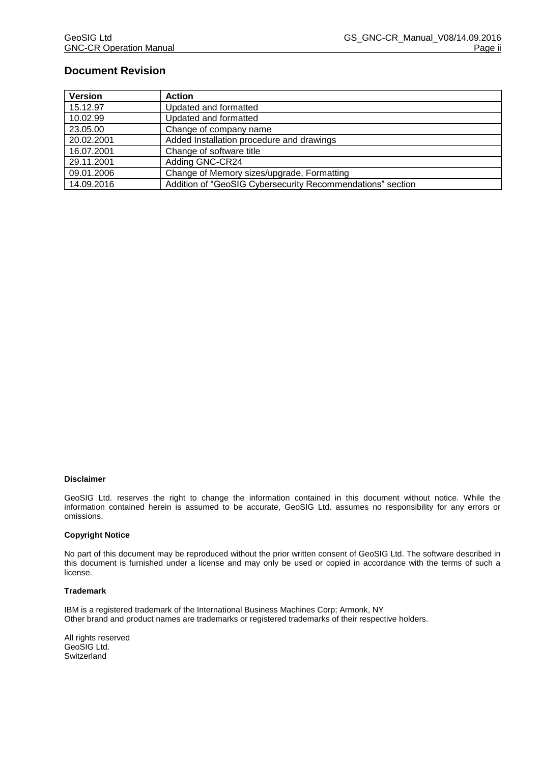## Document Revision

| Version | Action |
|---|---|
| 15.12.97 | Updated and formatted |
| 10.02.99 | Updated and formatted |
| 23.05.00 | Change of company name |
| 20.02.2001 | Added Installation procedure and drawings |
| 16.07.2001 | Change of software title |
| 29.11.2001 | Adding GNC-CR24 |
| 09.01.2006 | Change of Memory sizes/upgrade, Formatting |
| 14.09.2016 | Addition of “GeoSIG Cybersecurity Recommendations” section |

**Disclaimer**

GeoSIG Ltd. reserves the right to change the information contained in this document without notice. While the information contained herein is assumed to be accurate, GeoSIG Ltd. assumes no responsibility for any errors or omissions.

**Copyright Notice**

No part of this document may be reproduced without the prior written consent of GeoSIG Ltd. The software described in this document is furnished under a license and may only be used or copied in accordance with the terms of such a license.

**Trademark**

IBM is a registered trademark of the International Business Machines Corp; Armonk, NY
Other brand and product names are trademarks or registered trademarks of their respective holders.

All rights reserved
GeoSIG Ltd.
Switzerland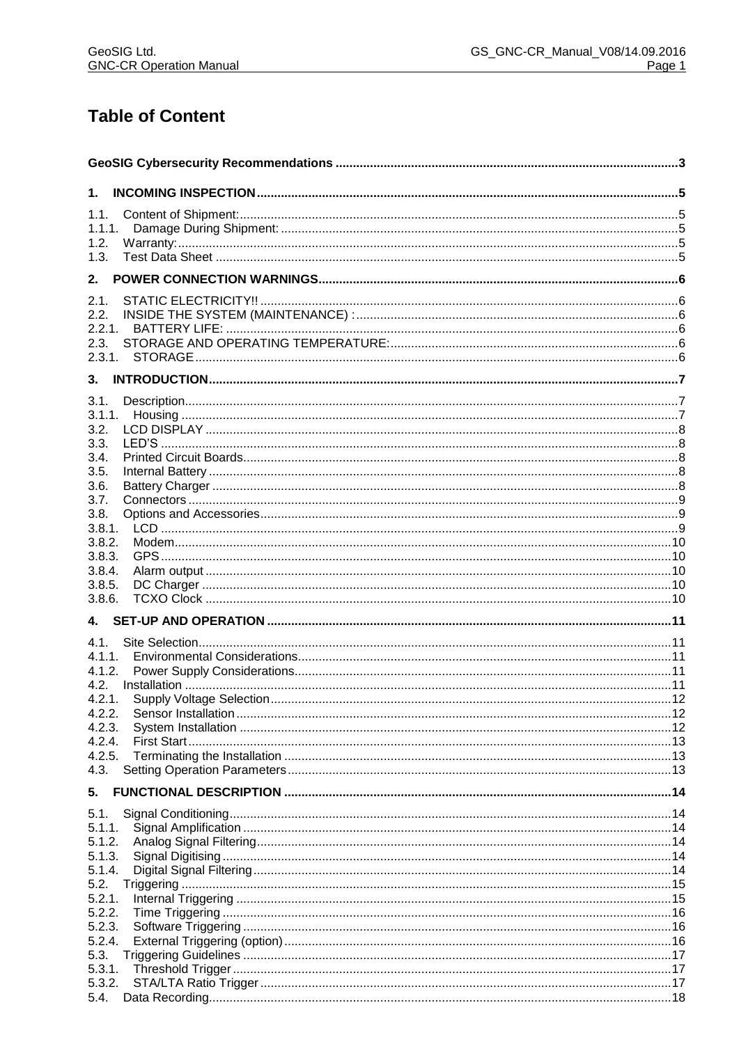# Table of Content

**GeoSIG Cybersecurity Recommendations** ..... 3

**1. INCOMING INSPECTION** ..... 5

1.1. Content of Shipment: ..... 5
1.1.1. Damage During Shipment: ..... 5
1.2. Warranty: ..... 5
1.3. Test Data Sheet ..... 5

**2. POWER CONNECTION WARNINGS** ..... 6

2.1. STATIC ELECTRICITY!! ..... 6
2.2. INSIDE THE SYSTEM (MAINTENANCE) : ..... 6
2.2.1. BATTERY LIFE: ..... 6
2.3. STORAGE AND OPERATING TEMPERATURE: ..... 6
2.3.1. STORAGE ..... 6

**3. INTRODUCTION** ..... 7

3.1. Description ..... 7
3.1.1. Housing ..... 7
3.2. LCD DISPLAY ..... 8
3.3. LED'S ..... 8
3.4. Printed Circuit Boards ..... 8
3.5. Internal Battery ..... 8
3.6. Battery Charger ..... 8
3.7. Connectors ..... 9
3.8. Options and Accessories ..... 9
3.8.1. LCD ..... 9
3.8.2. Modem ..... 10
3.8.3. GPS ..... 10
3.8.4. Alarm output ..... 10
3.8.5. DC Charger ..... 10
3.8.6. TCXO Clock ..... 10

**4. SET-UP AND OPERATION** ..... 11

4.1. Site Selection ..... 11
4.1.1. Environmental Considerations ..... 11
4.1.2. Power Supply Considerations ..... 11
4.2. Installation ..... 11
4.2.1. Supply Voltage Selection ..... 12
4.2.2. Sensor Installation ..... 12
4.2.3. System Installation ..... 12
4.2.4. First Start ..... 13
4.2.5. Terminating the Installation ..... 13
4.3. Setting Operation Parameters ..... 13

**5. FUNCTIONAL DESCRIPTION** ..... 14

5.1. Signal Conditioning ..... 14
5.1.1. Signal Amplification ..... 14
5.1.2. Analog Signal Filtering ..... 14
5.1.3. Signal Digitising ..... 14
5.1.4. Digital Signal Filtering ..... 14
5.2. Triggering ..... 15
5.2.1. Internal Triggering ..... 15
5.2.2. Time Triggering ..... 16
5.2.3. Software Triggering ..... 16
5.2.4. External Triggering (option) ..... 16
5.3. Triggering Guidelines ..... 17
5.3.1. Threshold Trigger ..... 17
5.3.2. STA/LTA Ratio Trigger ..... 17
5.4. Data Recording ..... 18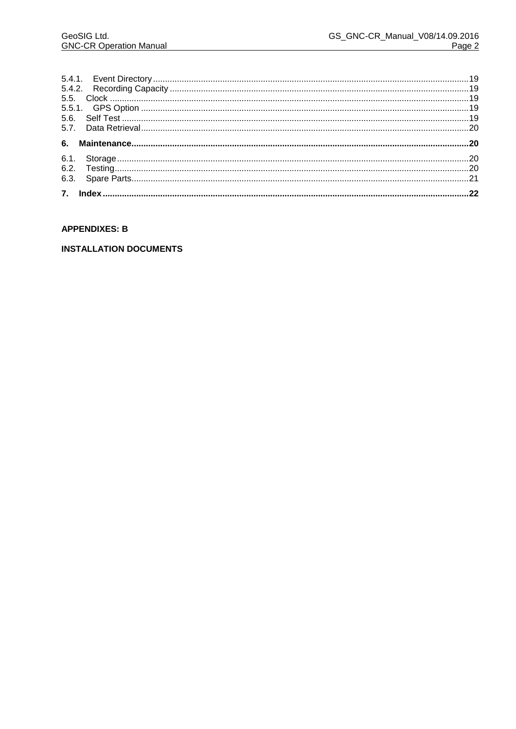5.4.1. Event Directory ... 19
5.4.2. Recording Capacity ... 19
5.5. Clock ... 19
5.5.1. GPS Option ... 19
5.6. Self Test ... 19
5.7. Data Retrieval ... 20

**6. Maintenance ... 20**

6.1. Storage ... 20
6.2. Testing ... 20
6.3. Spare Parts ... 21

**7. Index ... 22**

**APPENDIXES: B**

**INSTALLATION DOCUMENTS**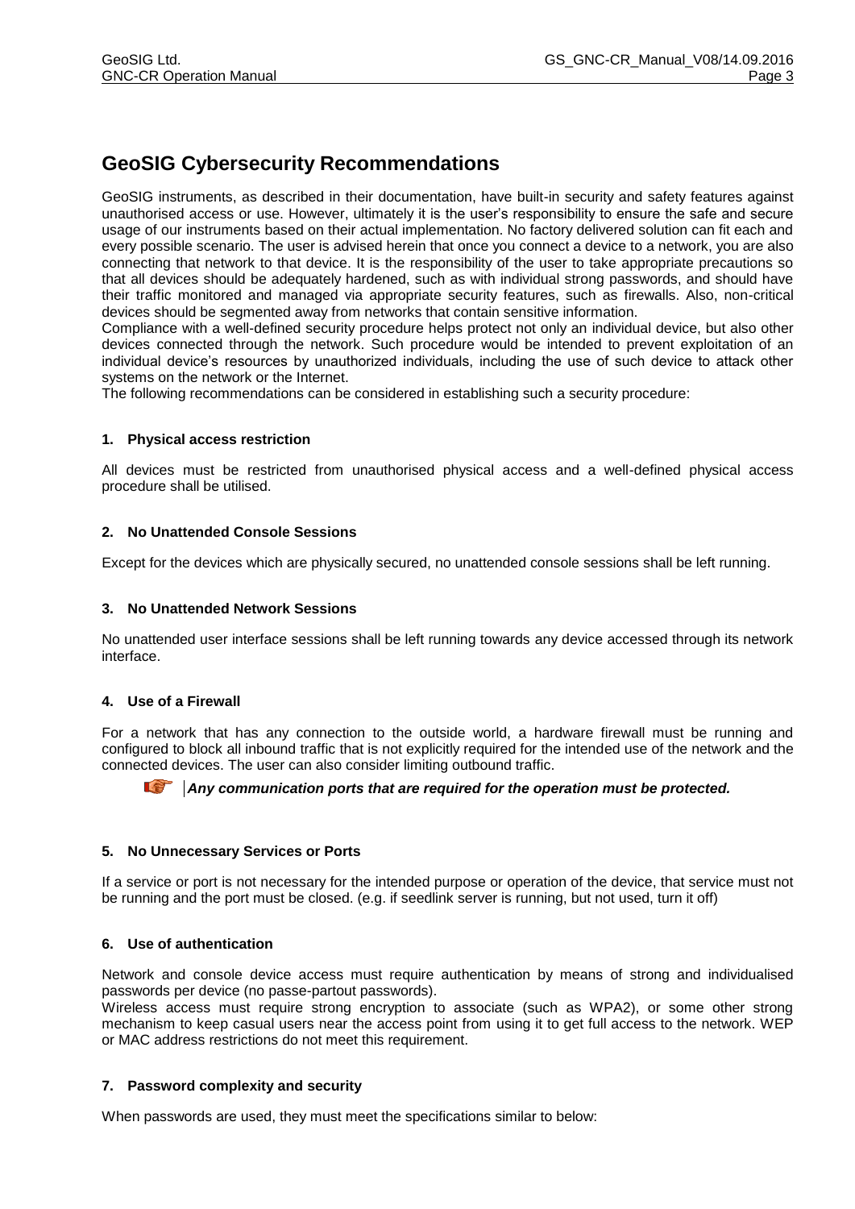# GeoSIG Cybersecurity Recommendations

GeoSIG instruments, as described in their documentation, have built-in security and safety features against unauthorised access or use. However, ultimately it is the user's responsibility to ensure the safe and secure usage of our instruments based on their actual implementation. No factory delivered solution can fit each and every possible scenario. The user is advised herein that once you connect a device to a network, you are also connecting that network to that device. It is the responsibility of the user to take appropriate precautions so that all devices should be adequately hardened, such as with individual strong passwords, and should have their traffic monitored and managed via appropriate security features, such as firewalls. Also, non-critical devices should be segmented away from networks that contain sensitive information.

Compliance with a well-defined security procedure helps protect not only an individual device, but also other devices connected through the network. Such procedure would be intended to prevent exploitation of an individual device's resources by unauthorized individuals, including the use of such device to attack other systems on the network or the Internet.

The following recommendations can be considered in establishing such a security procedure:

### 1. Physical access restriction

All devices must be restricted from unauthorised physical access and a well-defined physical access procedure shall be utilised.

### 2. No Unattended Console Sessions

Except for the devices which are physically secured, no unattended console sessions shall be left running.

### 3. No Unattended Network Sessions

No unattended user interface sessions shall be left running towards any device accessed through its network interface.

### 4. Use of a Firewall

For a network that has any connection to the outside world, a hardware firewall must be running and configured to block all inbound traffic that is not explicitly required for the intended use of the network and the connected devices. The user can also consider limiting outbound traffic.

***Any communication ports that are required for the operation must be protected.***

### 5. No Unnecessary Services or Ports

If a service or port is not necessary for the intended purpose or operation of the device, that service must not be running and the port must be closed. (e.g. if seedlink server is running, but not used, turn it off)

### 6. Use of authentication

Network and console device access must require authentication by means of strong and individualised passwords per device (no passe-partout passwords).

Wireless access must require strong encryption to associate (such as WPA2), or some other strong mechanism to keep casual users near the access point from using it to get full access to the network. WEP or MAC address restrictions do not meet this requirement.

### 7. Password complexity and security

When passwords are used, they must meet the specifications similar to below: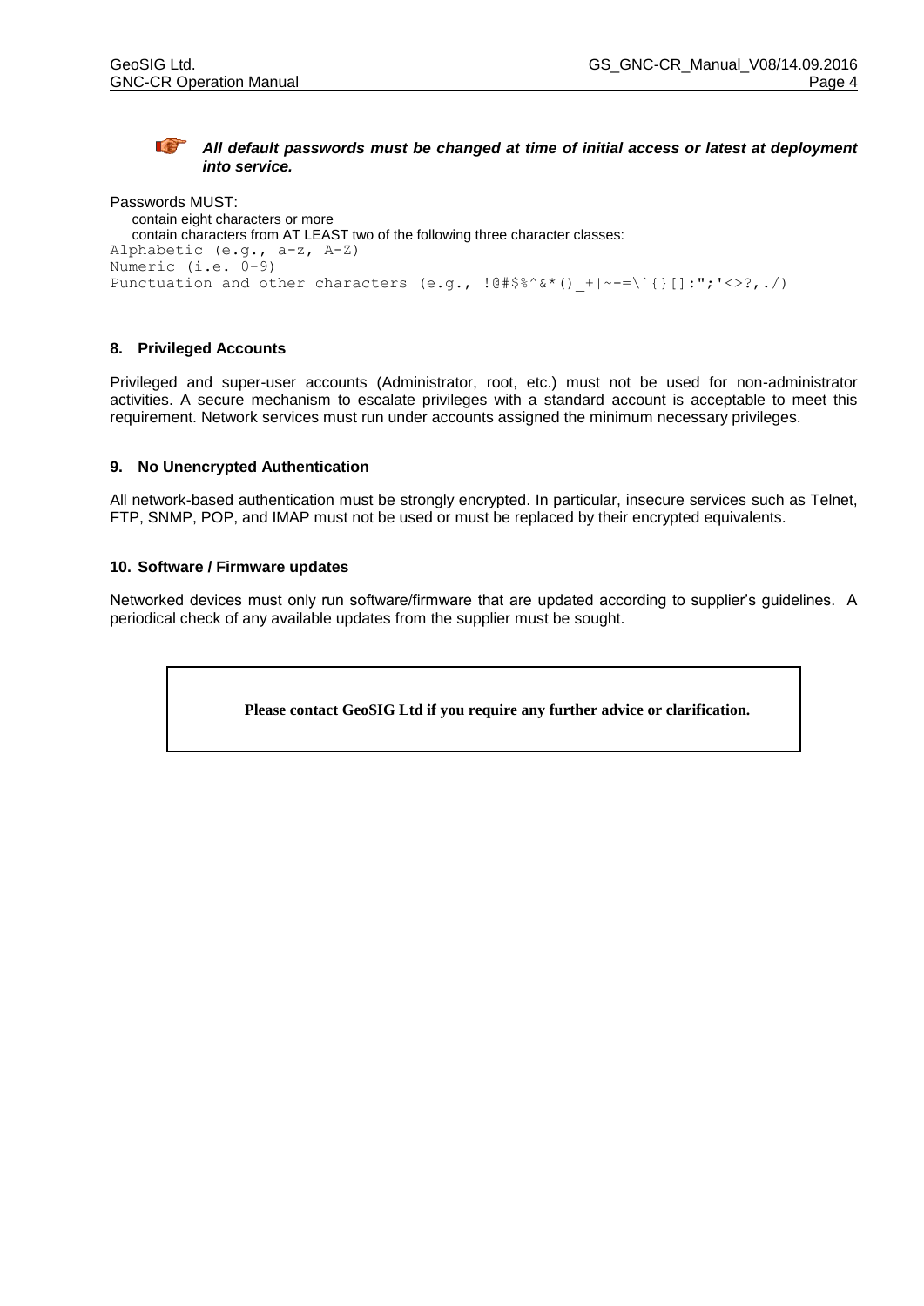***All default passwords must be changed at time of initial access or latest at deployment into service.***

Passwords MUST:

- contain eight characters or more
- contain characters from AT LEAST two of the following three character classes:

```
Alphabetic (e.g., a-z, A-Z)
Numeric (i.e. 0-9)
Punctuation and other characters (e.g., !@#$%^&*()_+|~-=\`{}[]:";'<>?,./)
```

### 8. Privileged Accounts

Privileged and super-user accounts (Administrator, root, etc.) must not be used for non-administrator activities. A secure mechanism to escalate privileges with a standard account is acceptable to meet this requirement. Network services must run under accounts assigned the minimum necessary privileges.

### 9. No Unencrypted Authentication

All network-based authentication must be strongly encrypted. In particular, insecure services such as Telnet, FTP, SNMP, POP, and IMAP must not be used or must be replaced by their encrypted equivalents.

### 10. Software / Firmware updates

Networked devices must only run software/firmware that are updated according to supplier's guidelines. A periodical check of any available updates from the supplier must be sought.

**Please contact GeoSIG Ltd if you require any further advice or clarification.**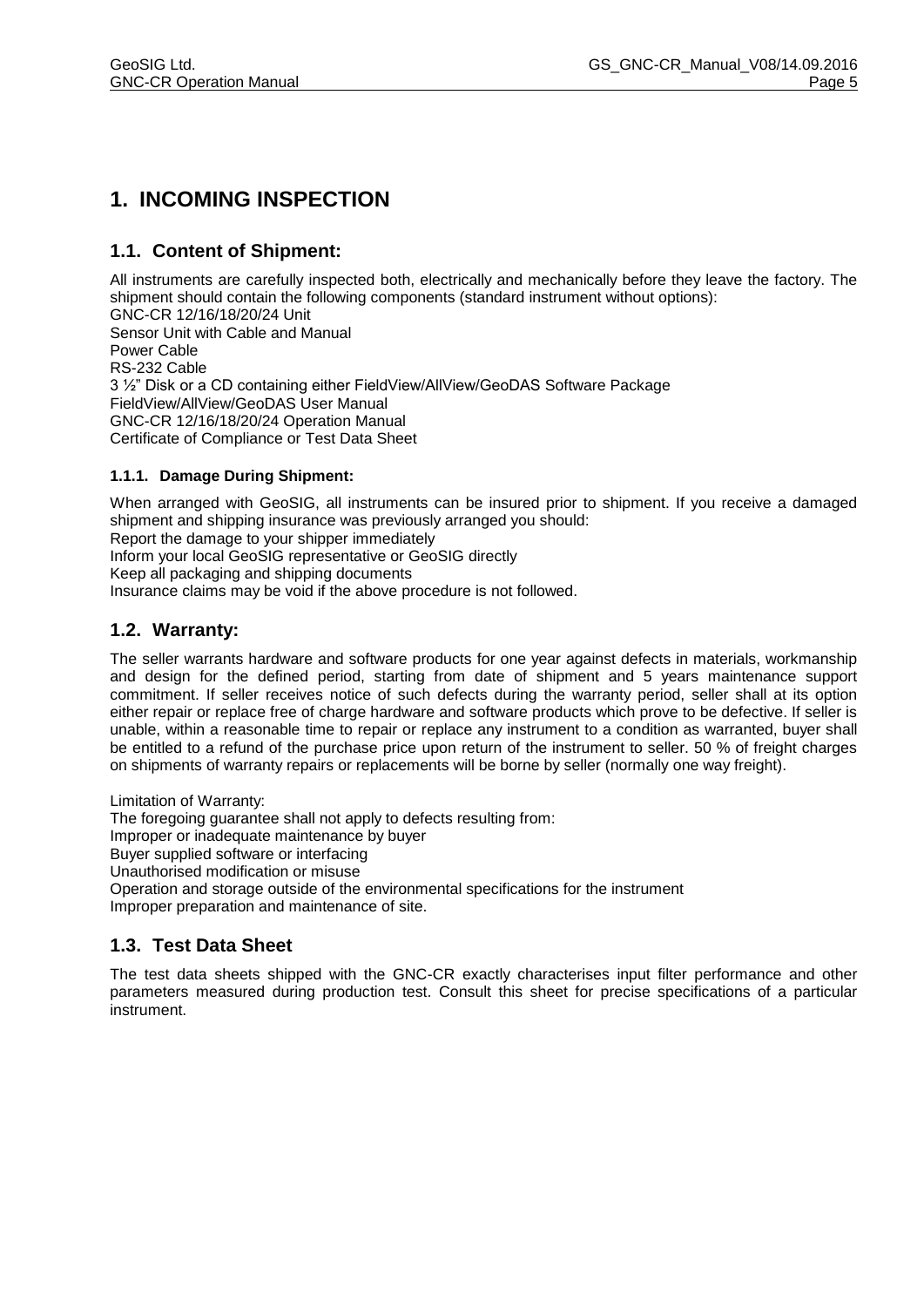# 1. INCOMING INSPECTION

## 1.1. Content of Shipment:

All instruments are carefully inspected both, electrically and mechanically before they leave the factory. The shipment should contain the following components (standard instrument without options):

GNC-CR 12/16/18/20/24 Unit
Sensor Unit with Cable and Manual
Power Cable
RS-232 Cable
3 ½" Disk or a CD containing either FieldView/AllView/GeoDAS Software Package
FieldView/AllView/GeoDAS User Manual
GNC-CR 12/16/18/20/24 Operation Manual
Certificate of Compliance or Test Data Sheet

### 1.1.1. Damage During Shipment:

When arranged with GeoSIG, all instruments can be insured prior to shipment. If you receive a damaged shipment and shipping insurance was previously arranged you should:

Report the damage to your shipper immediately
Inform your local GeoSIG representative or GeoSIG directly
Keep all packaging and shipping documents
Insurance claims may be void if the above procedure is not followed.

## 1.2. Warranty:

The seller warrants hardware and software products for one year against defects in materials, workmanship and design for the defined period, starting from date of shipment and 5 years maintenance support commitment. If seller receives notice of such defects during the warranty period, seller shall at its option either repair or replace free of charge hardware and software products which prove to be defective. If seller is unable, within a reasonable time to repair or replace any instrument to a condition as warranted, buyer shall be entitled to a refund of the purchase price upon return of the instrument to seller. 50 % of freight charges on shipments of warranty repairs or replacements will be borne by seller (normally one way freight).

Limitation of Warranty:
The foregoing guarantee shall not apply to defects resulting from:
Improper or inadequate maintenance by buyer
Buyer supplied software or interfacing
Unauthorised modification or misuse
Operation and storage outside of the environmental specifications for the instrument
Improper preparation and maintenance of site.

## 1.3. Test Data Sheet

The test data sheets shipped with the GNC-CR exactly characterises input filter performance and other parameters measured during production test. Consult this sheet for precise specifications of a particular instrument.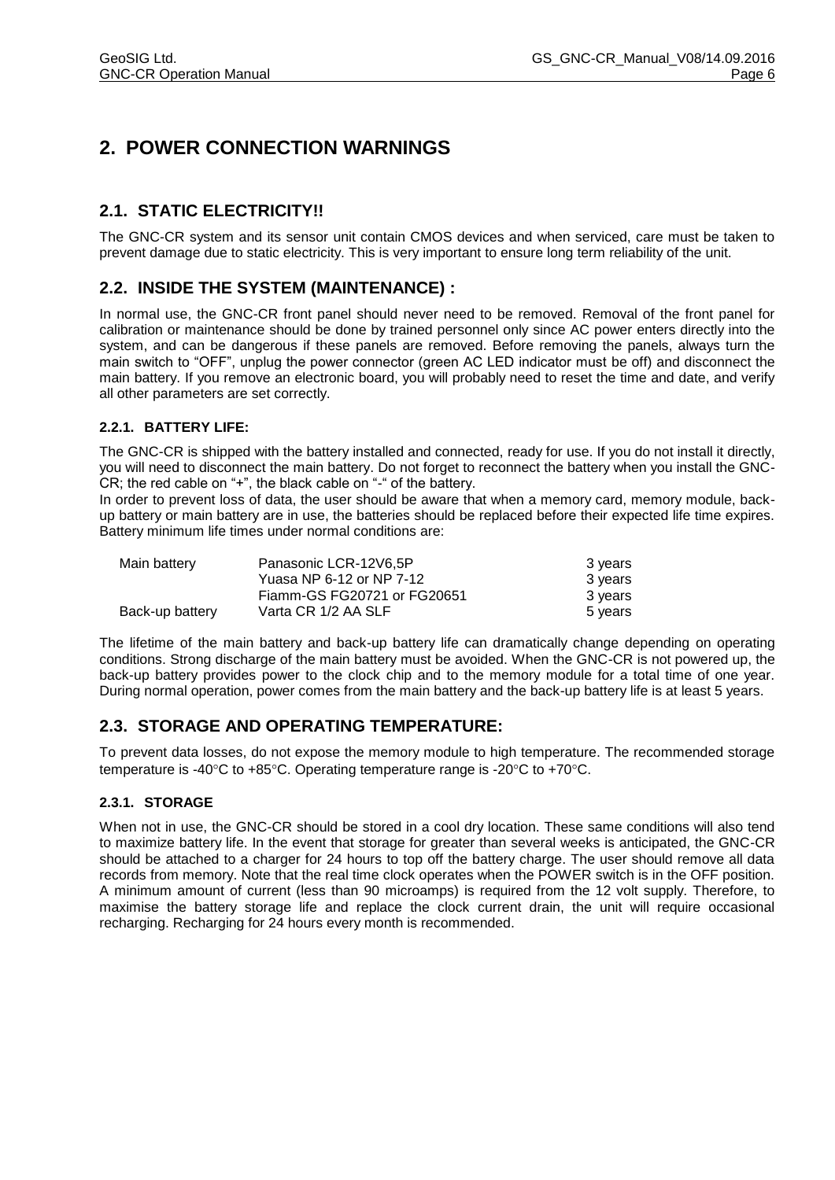# 2. POWER CONNECTION WARNINGS

## 2.1. STATIC ELECTRICITY!!

The GNC-CR system and its sensor unit contain CMOS devices and when serviced, care must be taken to prevent damage due to static electricity. This is very important to ensure long term reliability of the unit.

## 2.2. INSIDE THE SYSTEM (MAINTENANCE) :

In normal use, the GNC-CR front panel should never need to be removed. Removal of the front panel for calibration or maintenance should be done by trained personnel only since AC power enters directly into the system, and can be dangerous if these panels are removed. Before removing the panels, always turn the main switch to "OFF", unplug the power connector (green AC LED indicator must be off) and disconnect the main battery. If you remove an electronic board, you will probably need to reset the time and date, and verify all other parameters are set correctly.

### 2.2.1. BATTERY LIFE:

The GNC-CR is shipped with the battery installed and connected, ready for use. If you do not install it directly, you will need to disconnect the main battery. Do not forget to reconnect the battery when you install the GNC-CR; the red cable on "+", the black cable on "-" of the battery.

In order to prevent loss of data, the user should be aware that when a memory card, memory module, back-up battery or main battery are in use, the batteries should be replaced before their expected life time expires. Battery minimum life times under normal conditions are:

| | | |
|---|---|---|
| Main battery | Panasonic LCR-12V6,5P | 3 years |
| | Yuasa NP 6-12 or NP 7-12 | 3 years |
| | Fiamm-GS FG20721 or FG20651 | 3 years |
| Back-up battery | Varta CR 1/2 AA SLF | 5 years |

The lifetime of the main battery and back-up battery life can dramatically change depending on operating conditions. Strong discharge of the main battery must be avoided. When the GNC-CR is not powered up, the back-up battery provides power to the clock chip and to the memory module for a total time of one year. During normal operation, power comes from the main battery and the back-up battery life is at least 5 years.

## 2.3. STORAGE AND OPERATING TEMPERATURE:

To prevent data losses, do not expose the memory module to high temperature. The recommended storage temperature is -40°C to +85°C. Operating temperature range is -20°C to +70°C.

### 2.3.1. STORAGE

When not in use, the GNC-CR should be stored in a cool dry location. These same conditions will also tend to maximize battery life. In the event that storage for greater than several weeks is anticipated, the GNC-CR should be attached to a charger for 24 hours to top off the battery charge. The user should remove all data records from memory. Note that the real time clock operates when the POWER switch is in the OFF position. A minimum amount of current (less than 90 microamps) is required from the 12 volt supply. Therefore, to maximise the battery storage life and replace the clock current drain, the unit will require occasional recharging. Recharging for 24 hours every month is recommended.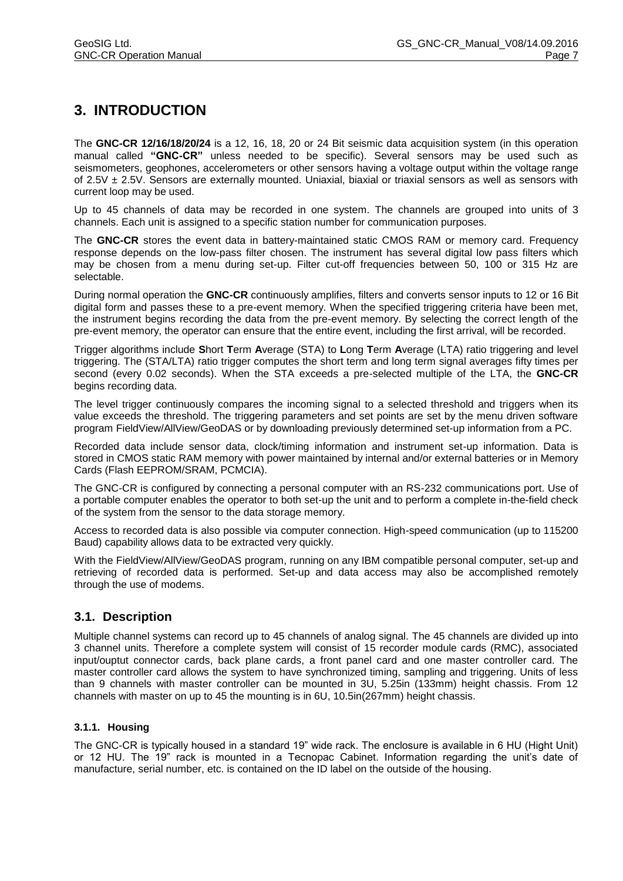# 3. INTRODUCTION

The **GNC-CR 12/16/18/20/24** is a 12, 16, 18, 20 or 24 Bit seismic data acquisition system (in this operation manual called **"GNC-CR"** unless needed to be specific). Several sensors may be used such as seismometers, geophones, accelerometers or other sensors having a voltage output within the voltage range of 2.5V ± 2.5V. Sensors are externally mounted. Uniaxial, biaxial or triaxial sensors as well as sensors with current loop may be used.

Up to 45 channels of data may be recorded in one system. The channels are grouped into units of 3 channels. Each unit is assigned to a specific station number for communication purposes.

The **GNC-CR** stores the event data in battery-maintained static CMOS RAM or memory card. Frequency response depends on the low-pass filter chosen. The instrument has several digital low pass filters which may be chosen from a menu during set-up. Filter cut-off frequencies between 50, 100 or 315 Hz are selectable.

During normal operation the **GNC-CR** continuously amplifies, filters and converts sensor inputs to 12 or 16 Bit digital form and passes these to a pre-event memory. When the specified triggering criteria have been met, the instrument begins recording the data from the pre-event memory. By selecting the correct length of the pre-event memory, the operator can ensure that the entire event, including the first arrival, will be recorded.

Trigger algorithms include **S**hort **T**erm **A**verage (STA) to **L**ong **T**erm **A**verage (LTA) ratio triggering and level triggering. The (STA/LTA) ratio trigger computes the short term and long term signal averages fifty times per second (every 0.02 seconds). When the STA exceeds a pre-selected multiple of the LTA, the **GNC-CR** begins recording data.

The level trigger continuously compares the incoming signal to a selected threshold and triggers when its value exceeds the threshold. The triggering parameters and set points are set by the menu driven software program FieldView/AllView/GeoDAS or by downloading previously determined set-up information from a PC.

Recorded data include sensor data, clock/timing information and instrument set-up information. Data is stored in CMOS static RAM memory with power maintained by internal and/or external batteries or in Memory Cards (Flash EEPROM/SRAM, PCMCIA).

The GNC-CR is configured by connecting a personal computer with an RS-232 communications port. Use of a portable computer enables the operator to both set-up the unit and to perform a complete in-the-field check of the system from the sensor to the data storage memory.

Access to recorded data is also possible via computer connection. High-speed communication (up to 115200 Baud) capability allows data to be extracted very quickly.

With the FieldView/AllView/GeoDAS program, running on any IBM compatible personal computer, set-up and retrieving of recorded data is performed. Set-up and data access may also be accomplished remotely through the use of modems.

## 3.1. Description

Multiple channel systems can record up to 45 channels of analog signal. The 45 channels are divided up into 3 channel units. Therefore a complete system will consist of 15 recorder module cards (RMC), associated input/ouptut connector cards, back plane cards, a front panel card and one master controller card. The master controller card allows the system to have synchronized timing, sampling and triggering. Units of less than 9 channels with master controller can be mounted in 3U, 5.25in (133mm) height chassis. From 12 channels with master on up to 45 the mounting is in 6U, 10.5in(267mm) height chassis.

### 3.1.1. Housing

The GNC-CR is typically housed in a standard 19" wide rack. The enclosure is available in 6 HU (Hight Unit) or 12 HU. The 19" rack is mounted in a Tecnopac Cabinet. Information regarding the unit's date of manufacture, serial number, etc. is contained on the ID label on the outside of the housing.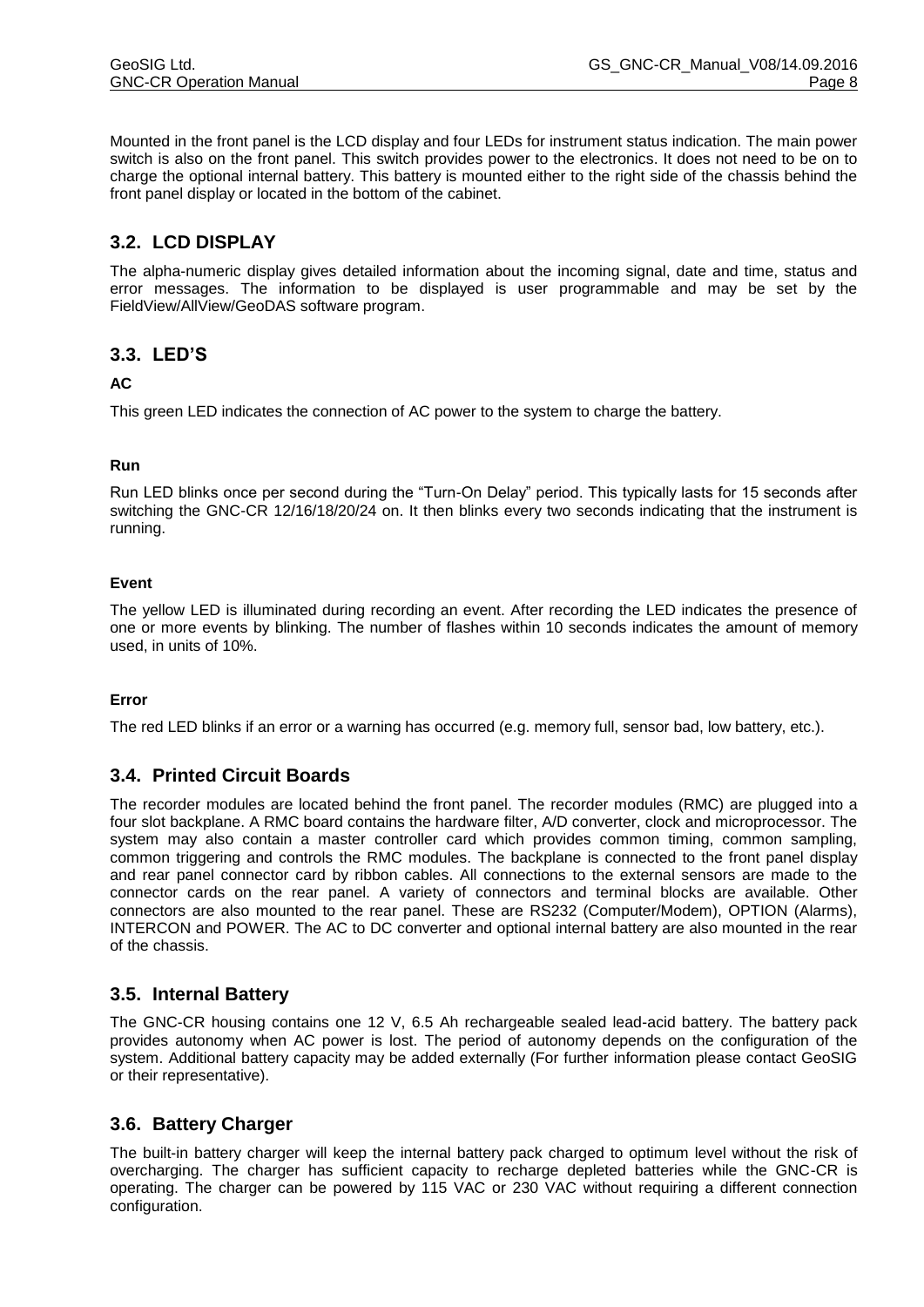Mounted in the front panel is the LCD display and four LEDs for instrument status indication. The main power switch is also on the front panel. This switch provides power to the electronics. It does not need to be on to charge the optional internal battery. This battery is mounted either to the right side of the chassis behind the front panel display or located in the bottom of the cabinet.

## 3.2. LCD DISPLAY

The alpha-numeric display gives detailed information about the incoming signal, date and time, status and error messages. The information to be displayed is user programmable and may be set by the FieldView/AllView/GeoDAS software program.

## 3.3. LED'S

**AC**

This green LED indicates the connection of AC power to the system to charge the battery.

**Run**

Run LED blinks once per second during the "Turn-On Delay" period. This typically lasts for 15 seconds after switching the GNC-CR 12/16/18/20/24 on. It then blinks every two seconds indicating that the instrument is running.

**Event**

The yellow LED is illuminated during recording an event. After recording the LED indicates the presence of one or more events by blinking. The number of flashes within 10 seconds indicates the amount of memory used, in units of 10%.

**Error**

The red LED blinks if an error or a warning has occurred (e.g. memory full, sensor bad, low battery, etc.).

## 3.4. Printed Circuit Boards

The recorder modules are located behind the front panel. The recorder modules (RMC) are plugged into a four slot backplane. A RMC board contains the hardware filter, A/D converter, clock and microprocessor. The system may also contain a master controller card which provides common timing, common sampling, common triggering and controls the RMC modules. The backplane is connected to the front panel display and rear panel connector card by ribbon cables. All connections to the external sensors are made to the connector cards on the rear panel. A variety of connectors and terminal blocks are available. Other connectors are also mounted to the rear panel. These are RS232 (Computer/Modem), OPTION (Alarms), INTERCON and POWER. The AC to DC converter and optional internal battery are also mounted in the rear of the chassis.

## 3.5. Internal Battery

The GNC-CR housing contains one 12 V, 6.5 Ah rechargeable sealed lead-acid battery. The battery pack provides autonomy when AC power is lost. The period of autonomy depends on the configuration of the system. Additional battery capacity may be added externally (For further information please contact GeoSIG or their representative).

## 3.6. Battery Charger

The built-in battery charger will keep the internal battery pack charged to optimum level without the risk of overcharging. The charger has sufficient capacity to recharge depleted batteries while the GNC-CR is operating. The charger can be powered by 115 VAC or 230 VAC without requiring a different connection configuration.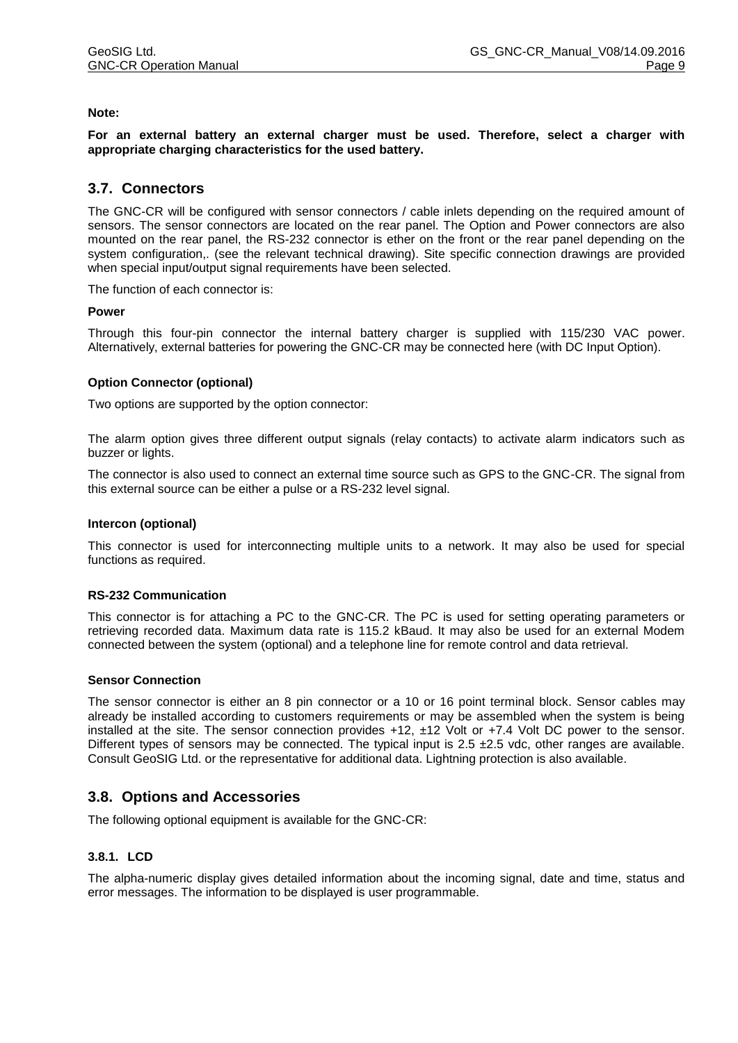**Note:**

**For an external battery an external charger must be used. Therefore, select a charger with appropriate charging characteristics for the used battery.**

## 3.7. Connectors

The GNC-CR will be configured with sensor connectors / cable inlets depending on the required amount of sensors. The sensor connectors are located on the rear panel. The Option and Power connectors are also mounted on the rear panel, the RS-232 connector is ether on the front or the rear panel depending on the system configuration,. (see the relevant technical drawing). Site specific connection drawings are provided when special input/output signal requirements have been selected.

The function of each connector is:

**Power**

Through this four-pin connector the internal battery charger is supplied with 115/230 VAC power. Alternatively, external batteries for powering the GNC-CR may be connected here (with DC Input Option).

**Option Connector (optional)**

Two options are supported by the option connector:

The alarm option gives three different output signals (relay contacts) to activate alarm indicators such as buzzer or lights.

The connector is also used to connect an external time source such as GPS to the GNC-CR. The signal from this external source can be either a pulse or a RS-232 level signal.

**Intercon (optional)**

This connector is used for interconnecting multiple units to a network. It may also be used for special functions as required.

**RS-232 Communication**

This connector is for attaching a PC to the GNC-CR. The PC is used for setting operating parameters or retrieving recorded data. Maximum data rate is 115.2 kBaud. It may also be used for an external Modem connected between the system (optional) and a telephone line for remote control and data retrieval.

**Sensor Connection**

The sensor connector is either an 8 pin connector or a 10 or 16 point terminal block. Sensor cables may already be installed according to customers requirements or may be assembled when the system is being installed at the site. The sensor connection provides +12, ±12 Volt or +7.4 Volt DC power to the sensor. Different types of sensors may be connected. The typical input is 2.5 ±2.5 vdc, other ranges are available. Consult GeoSIG Ltd. or the representative for additional data. Lightning protection is also available.

## 3.8. Options and Accessories

The following optional equipment is available for the GNC-CR:

### 3.8.1. LCD

The alpha-numeric display gives detailed information about the incoming signal, date and time, status and error messages. The information to be displayed is user programmable.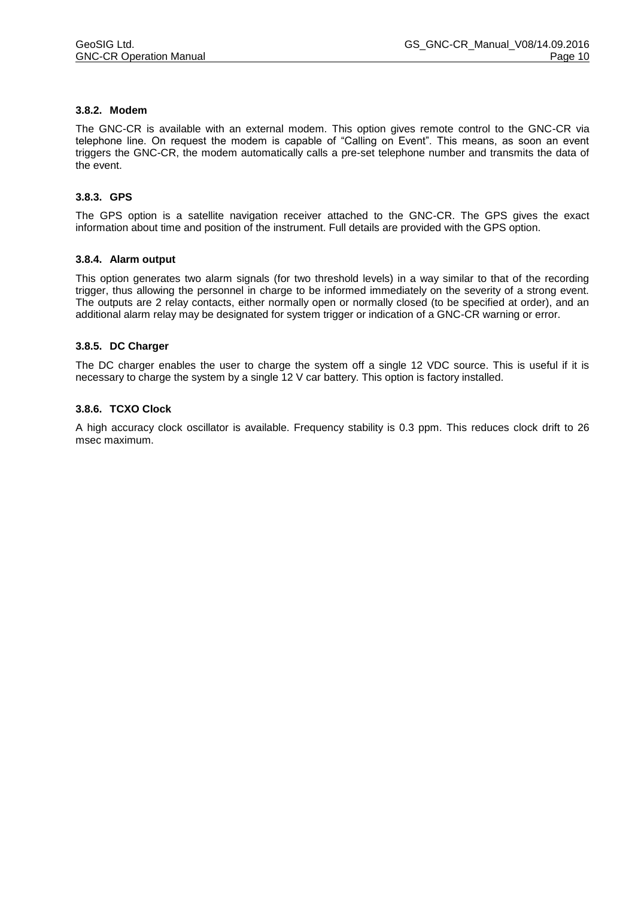### 3.8.2. Modem

The GNC-CR is available with an external modem. This option gives remote control to the GNC-CR via telephone line. On request the modem is capable of “Calling on Event”. This means, as soon an event triggers the GNC-CR, the modem automatically calls a pre-set telephone number and transmits the data of the event.

### 3.8.3. GPS

The GPS option is a satellite navigation receiver attached to the GNC-CR. The GPS gives the exact information about time and position of the instrument. Full details are provided with the GPS option.

### 3.8.4. Alarm output

This option generates two alarm signals (for two threshold levels) in a way similar to that of the recording trigger, thus allowing the personnel in charge to be informed immediately on the severity of a strong event. The outputs are 2 relay contacts, either normally open or normally closed (to be specified at order), and an additional alarm relay may be designated for system trigger or indication of a GNC-CR warning or error.

### 3.8.5. DC Charger

The DC charger enables the user to charge the system off a single 12 VDC source. This is useful if it is necessary to charge the system by a single 12 V car battery. This option is factory installed.

### 3.8.6. TCXO Clock

A high accuracy clock oscillator is available. Frequency stability is 0.3 ppm. This reduces clock drift to 26 msec maximum.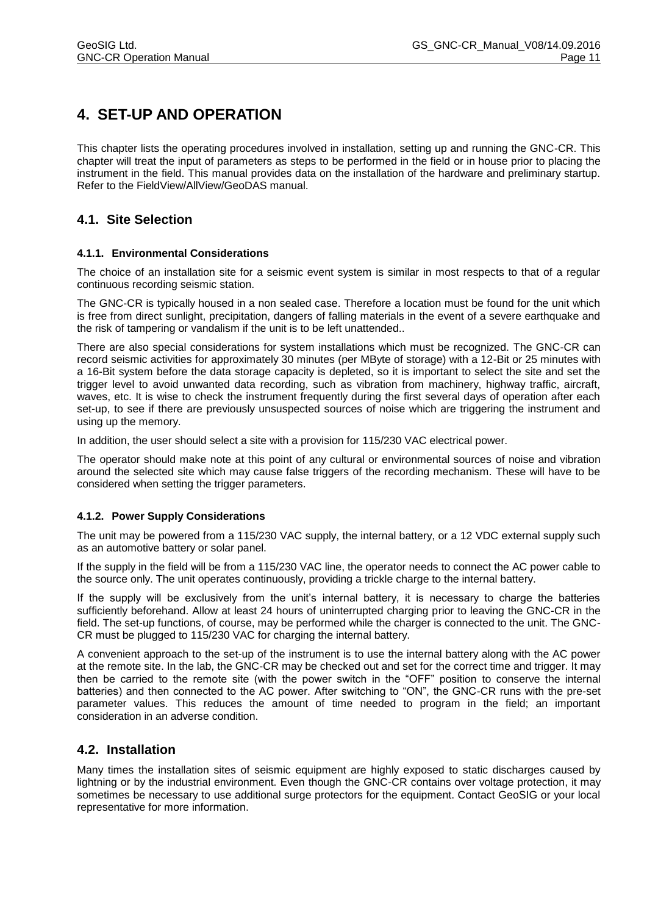# 4. SET-UP AND OPERATION

This chapter lists the operating procedures involved in installation, setting up and running the GNC-CR. This chapter will treat the input of parameters as steps to be performed in the field or in house prior to placing the instrument in the field. This manual provides data on the installation of the hardware and preliminary startup. Refer to the FieldView/AllView/GeoDAS manual.

## 4.1. Site Selection

### 4.1.1. Environmental Considerations

The choice of an installation site for a seismic event system is similar in most respects to that of a regular continuous recording seismic station.

The GNC-CR is typically housed in a non sealed case. Therefore a location must be found for the unit which is free from direct sunlight, precipitation, dangers of falling materials in the event of a severe earthquake and the risk of tampering or vandalism if the unit is to be left unattended..

There are also special considerations for system installations which must be recognized. The GNC-CR can record seismic activities for approximately 30 minutes (per MByte of storage) with a 12-Bit or 25 minutes with a 16-Bit system before the data storage capacity is depleted, so it is important to select the site and set the trigger level to avoid unwanted data recording, such as vibration from machinery, highway traffic, aircraft, waves, etc. It is wise to check the instrument frequently during the first several days of operation after each set-up, to see if there are previously unsuspected sources of noise which are triggering the instrument and using up the memory.

In addition, the user should select a site with a provision for 115/230 VAC electrical power.

The operator should make note at this point of any cultural or environmental sources of noise and vibration around the selected site which may cause false triggers of the recording mechanism. These will have to be considered when setting the trigger parameters.

### 4.1.2. Power Supply Considerations

The unit may be powered from a 115/230 VAC supply, the internal battery, or a 12 VDC external supply such as an automotive battery or solar panel.

If the supply in the field will be from a 115/230 VAC line, the operator needs to connect the AC power cable to the source only. The unit operates continuously, providing a trickle charge to the internal battery.

If the supply will be exclusively from the unit's internal battery, it is necessary to charge the batteries sufficiently beforehand. Allow at least 24 hours of uninterrupted charging prior to leaving the GNC-CR in the field. The set-up functions, of course, may be performed while the charger is connected to the unit. The GNC-CR must be plugged to 115/230 VAC for charging the internal battery.

A convenient approach to the set-up of the instrument is to use the internal battery along with the AC power at the remote site. In the lab, the GNC-CR may be checked out and set for the correct time and trigger. It may then be carried to the remote site (with the power switch in the "OFF" position to conserve the internal batteries) and then connected to the AC power. After switching to "ON", the GNC-CR runs with the pre-set parameter values. This reduces the amount of time needed to program in the field; an important consideration in an adverse condition.

## 4.2. Installation

Many times the installation sites of seismic equipment are highly exposed to static discharges caused by lightning or by the industrial environment. Even though the GNC-CR contains over voltage protection, it may sometimes be necessary to use additional surge protectors for the equipment. Contact GeoSIG or your local representative for more information.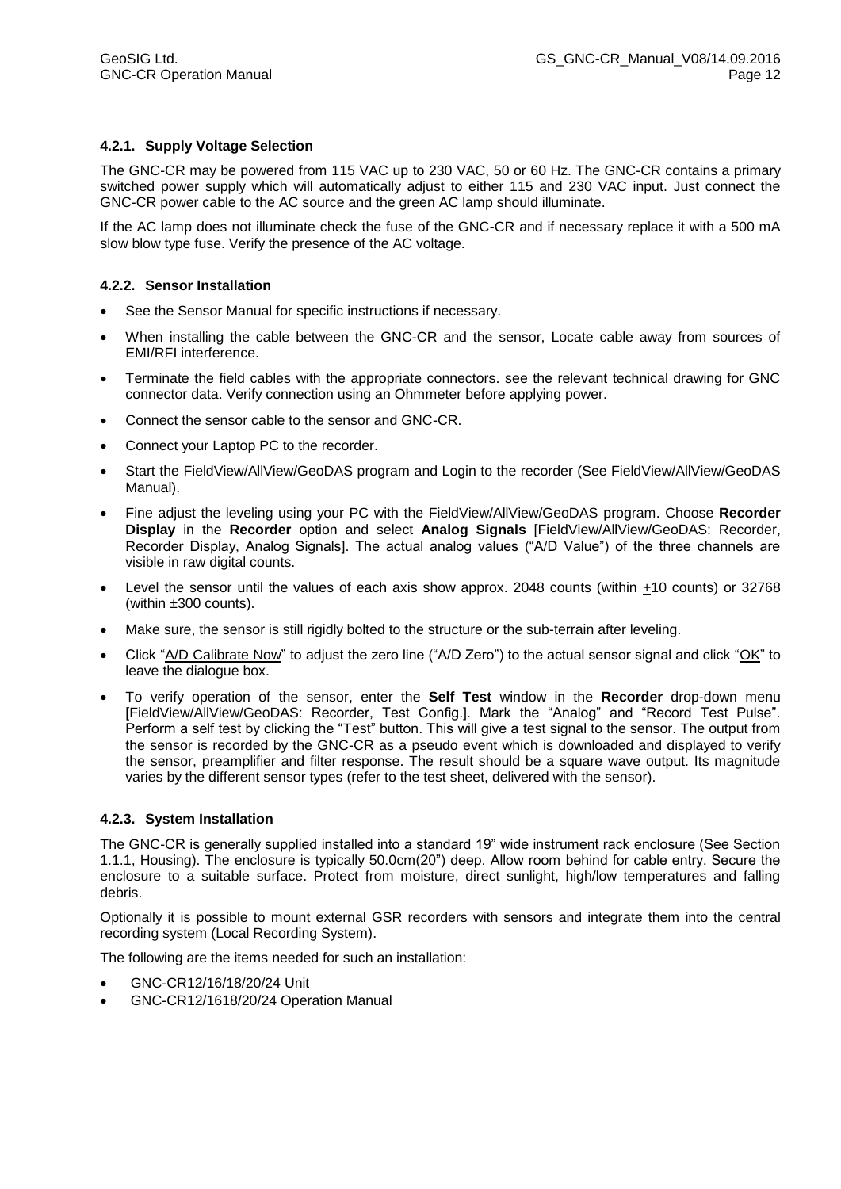#### 4.2.1. Supply Voltage Selection

The GNC-CR may be powered from 115 VAC up to 230 VAC, 50 or 60 Hz. The GNC-CR contains a primary switched power supply which will automatically adjust to either 115 and 230 VAC input. Just connect the GNC-CR power cable to the AC source and the green AC lamp should illuminate.

If the AC lamp does not illuminate check the fuse of the GNC-CR and if necessary replace it with a 500 mA slow blow type fuse. Verify the presence of the AC voltage.

#### 4.2.2. Sensor Installation

- See the Sensor Manual for specific instructions if necessary.
- When installing the cable between the GNC-CR and the sensor, Locate cable away from sources of EMI/RFI interference.
- Terminate the field cables with the appropriate connectors. see the relevant technical drawing for GNC connector data. Verify connection using an Ohmmeter before applying power.
- Connect the sensor cable to the sensor and GNC-CR.
- Connect your Laptop PC to the recorder.
- Start the FieldView/AllView/GeoDAS program and Login to the recorder (See FieldView/AllView/GeoDAS Manual).
- Fine adjust the leveling using your PC with the FieldView/AllView/GeoDAS program. Choose **Recorder Display** in the **Recorder** option and select **Analog Signals** [FieldView/AllView/GeoDAS: Recorder, Recorder Display, Analog Signals]. The actual analog values ("A/D Value") of the three channels are visible in raw digital counts.
- Level the sensor until the values of each axis show approx. 2048 counts (within ±10 counts) or 32768 (within ±300 counts).
- Make sure, the sensor is still rigidly bolted to the structure or the sub-terrain after leveling.
- Click "A/D Calibrate Now" to adjust the zero line ("A/D Zero") to the actual sensor signal and click "OK" to leave the dialogue box.
- To verify operation of the sensor, enter the **Self Test** window in the **Recorder** drop-down menu [FieldView/AllView/GeoDAS: Recorder, Test Config.]. Mark the "Analog" and "Record Test Pulse". Perform a self test by clicking the "Test" button. This will give a test signal to the sensor. The output from the sensor is recorded by the GNC-CR as a pseudo event which is downloaded and displayed to verify the sensor, preamplifier and filter response. The result should be a square wave output. Its magnitude varies by the different sensor types (refer to the test sheet, delivered with the sensor).

#### 4.2.3. System Installation

The GNC-CR is generally supplied installed into a standard 19" wide instrument rack enclosure (See Section 1.1.1, Housing). The enclosure is typically 50.0cm(20") deep. Allow room behind for cable entry. Secure the enclosure to a suitable surface. Protect from moisture, direct sunlight, high/low temperatures and falling debris.

Optionally it is possible to mount external GSR recorders with sensors and integrate them into the central recording system (Local Recording System).

The following are the items needed for such an installation:

- GNC-CR12/16/18/20/24 Unit
- GNC-CR12/1618/20/24 Operation Manual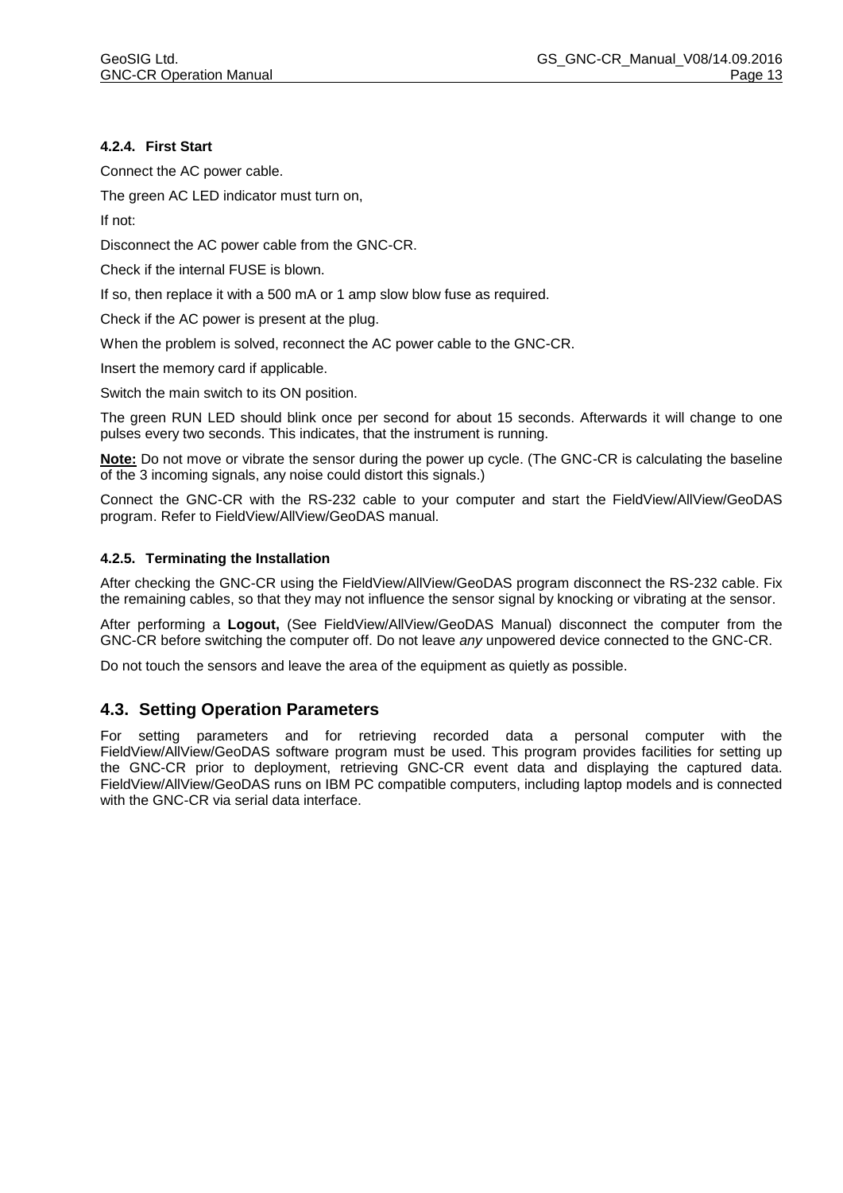#### 4.2.4. First Start

Connect the AC power cable.

The green AC LED indicator must turn on,

If not:

Disconnect the AC power cable from the GNC-CR.

Check if the internal FUSE is blown.

If so, then replace it with a 500 mA or 1 amp slow blow fuse as required.

Check if the AC power is present at the plug.

When the problem is solved, reconnect the AC power cable to the GNC-CR.

Insert the memory card if applicable.

Switch the main switch to its ON position.

The green RUN LED should blink once per second for about 15 seconds. Afterwards it will change to one pulses every two seconds. This indicates, that the instrument is running.

**Note:** Do not move or vibrate the sensor during the power up cycle. (The GNC-CR is calculating the baseline of the 3 incoming signals, any noise could distort this signals.)

Connect the GNC-CR with the RS-232 cable to your computer and start the FieldView/AllView/GeoDAS program. Refer to FieldView/AllView/GeoDAS manual.

#### 4.2.5. Terminating the Installation

After checking the GNC-CR using the FieldView/AllView/GeoDAS program disconnect the RS-232 cable. Fix the remaining cables, so that they may not influence the sensor signal by knocking or vibrating at the sensor.

After performing a **Logout,** (See FieldView/AllView/GeoDAS Manual) disconnect the computer from the GNC-CR before switching the computer off. Do not leave *any* unpowered device connected to the GNC-CR.

Do not touch the sensors and leave the area of the equipment as quietly as possible.

## 4.3. Setting Operation Parameters

For setting parameters and for retrieving recorded data a personal computer with the FieldView/AllView/GeoDAS software program must be used. This program provides facilities for setting up the GNC-CR prior to deployment, retrieving GNC-CR event data and displaying the captured data. FieldView/AllView/GeoDAS runs on IBM PC compatible computers, including laptop models and is connected with the GNC-CR via serial data interface.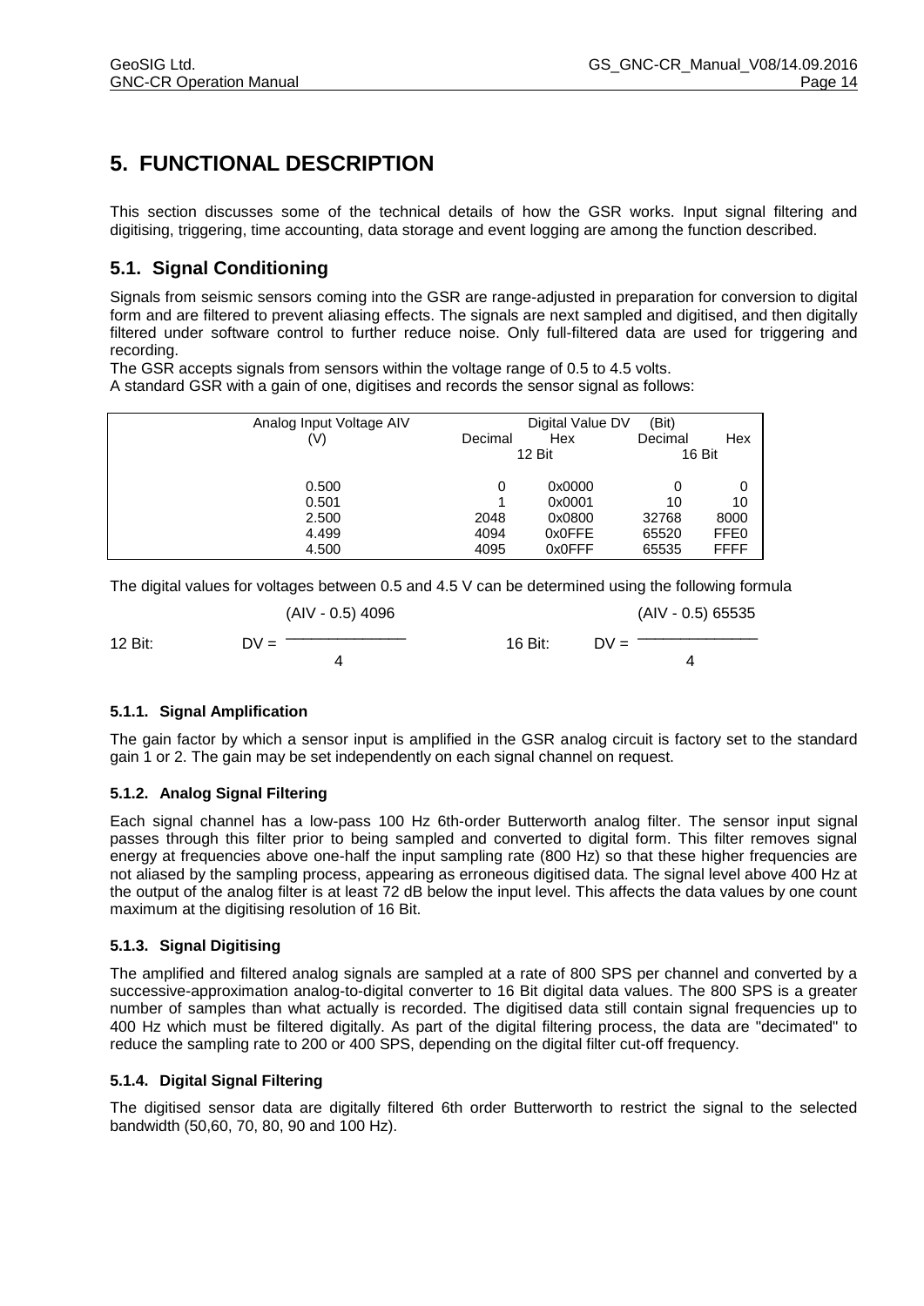# 5. FUNCTIONAL DESCRIPTION

This section discusses some of the technical details of how the GSR works. Input signal filtering and digitising, triggering, time accounting, data storage and event logging are among the function described.

## 5.1. Signal Conditioning

Signals from seismic sensors coming into the GSR are range-adjusted in preparation for conversion to digital form and are filtered to prevent aliasing effects. The signals are next sampled and digitised, and then digitally filtered under software control to further reduce noise. Only full-filtered data are used for triggering and recording.

The GSR accepts signals from sensors within the voltage range of 0.5 to 4.5 volts.

A standard GSR with a gain of one, digitises and records the sensor signal as follows:

| Analog Input Voltage AIV (V) | Digital Value DV (Bit) Decimal 12 Bit | Hex 12 Bit | Decimal 16 Bit | Hex 16 Bit |
|---|---|---|---|---|
| 0.500 | 0 | 0x0000 | 0 | 0 |
| 0.501 | 1 | 0x0001 | 10 | 10 |
| 2.500 | 2048 | 0x0800 | 32768 | 8000 |
| 4.499 | 4094 | 0x0FFE | 65520 | FFE0 |
| 4.500 | 4095 | 0x0FFF | 65535 | FFFF |

The digital values for voltages between 0.5 and 4.5 V can be determined using the following formula

$$\text{12 Bit:} \quad DV = \frac{(AIV - 0.5)\, 4096}{4} \qquad \text{16 Bit:} \quad DV = \frac{(AIV - 0.5)\, 65535}{4}$$

### 5.1.1. Signal Amplification

The gain factor by which a sensor input is amplified in the GSR analog circuit is factory set to the standard gain 1 or 2. The gain may be set independently on each signal channel on request.

### 5.1.2. Analog Signal Filtering

Each signal channel has a low-pass 100 Hz 6th-order Butterworth analog filter. The sensor input signal passes through this filter prior to being sampled and converted to digital form. This filter removes signal energy at frequencies above one-half the input sampling rate (800 Hz) so that these higher frequencies are not aliased by the sampling process, appearing as erroneous digitised data. The signal level above 400 Hz at the output of the analog filter is at least 72 dB below the input level. This affects the data values by one count maximum at the digitising resolution of 16 Bit.

### 5.1.3. Signal Digitising

The amplified and filtered analog signals are sampled at a rate of 800 SPS per channel and converted by a successive-approximation analog-to-digital converter to 16 Bit digital data values. The 800 SPS is a greater number of samples than what actually is recorded. The digitised data still contain signal frequencies up to 400 Hz which must be filtered digitally. As part of the digital filtering process, the data are "decimated" to reduce the sampling rate to 200 or 400 SPS, depending on the digital filter cut-off frequency.

### 5.1.4. Digital Signal Filtering

The digitised sensor data are digitally filtered 6th order Butterworth to restrict the signal to the selected bandwidth (50,60, 70, 80, 90 and 100 Hz).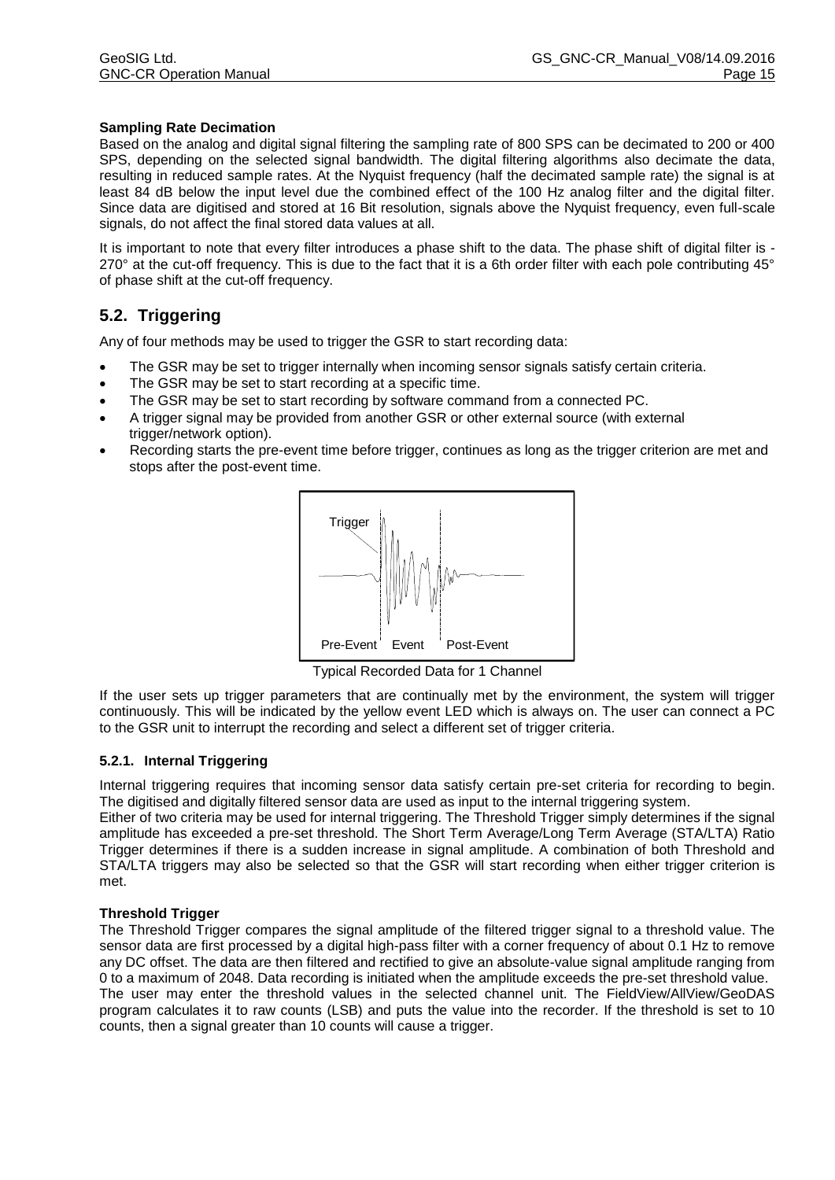**Sampling Rate Decimation**

Based on the analog and digital signal filtering the sampling rate of 800 SPS can be decimated to 200 or 400 SPS, depending on the selected signal bandwidth. The digital filtering algorithms also decimate the data, resulting in reduced sample rates. At the Nyquist frequency (half the decimated sample rate) the signal is at least 84 dB below the input level due the combined effect of the 100 Hz analog filter and the digital filter. Since data are digitised and stored at 16 Bit resolution, signals above the Nyquist frequency, even full-scale signals, do not affect the final stored data values at all.

It is important to note that every filter introduces a phase shift to the data. The phase shift of digital filter is -270° at the cut-off frequency. This is due to the fact that it is a 6th order filter with each pole contributing 45° of phase shift at the cut-off frequency.

## 5.2. Triggering

Any of four methods may be used to trigger the GSR to start recording data:

- The GSR may be set to trigger internally when incoming sensor signals satisfy certain criteria.
- The GSR may be set to start recording at a specific time.
- The GSR may be set to start recording by software command from a connected PC.
- A trigger signal may be provided from another GSR or other external source (with external trigger/network option).
- Recording starts the pre-event time before trigger, continues as long as the trigger criterion are met and stops after the post-event time.

Trigger

Pre-Event Event Post-Event

Typical Recorded Data for 1 Channel

If the user sets up trigger parameters that are continually met by the environment, the system will trigger continuously. This will be indicated by the yellow event LED which is always on. The user can connect a PC to the GSR unit to interrupt the recording and select a different set of trigger criteria.

### 5.2.1. Internal Triggering

Internal triggering requires that incoming sensor data satisfy certain pre-set criteria for recording to begin. The digitised and digitally filtered sensor data are used as input to the internal triggering system.

Either of two criteria may be used for internal triggering. The Threshold Trigger simply determines if the signal amplitude has exceeded a pre-set threshold. The Short Term Average/Long Term Average (STA/LTA) Ratio Trigger determines if there is a sudden increase in signal amplitude. A combination of both Threshold and STA/LTA triggers may also be selected so that the GSR will start recording when either trigger criterion is met.

**Threshold Trigger**

The Threshold Trigger compares the signal amplitude of the filtered trigger signal to a threshold value. The sensor data are first processed by a digital high-pass filter with a corner frequency of about 0.1 Hz to remove any DC offset. The data are then filtered and rectified to give an absolute-value signal amplitude ranging from 0 to a maximum of 2048. Data recording is initiated when the amplitude exceeds the pre-set threshold value.

The user may enter the threshold values in the selected channel unit. The FieldView/AllView/GeoDAS program calculates it to raw counts (LSB) and puts the value into the recorder. If the threshold is set to 10 counts, then a signal greater than 10 counts will cause a trigger.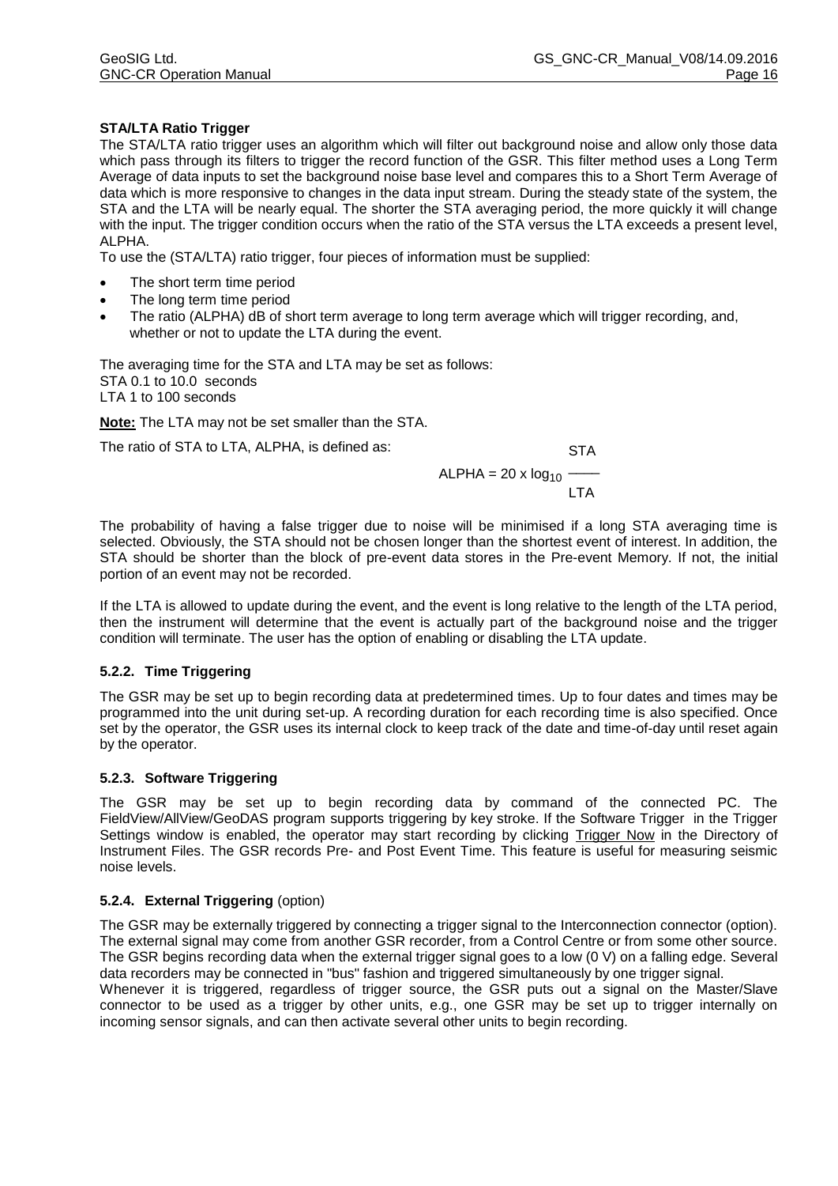**STA/LTA Ratio Trigger**

The STA/LTA ratio trigger uses an algorithm which will filter out background noise and allow only those data which pass through its filters to trigger the record function of the GSR. This filter method uses a Long Term Average of data inputs to set the background noise base level and compares this to a Short Term Average of data which is more responsive to changes in the data input stream. During the steady state of the system, the STA and the LTA will be nearly equal. The shorter the STA averaging period, the more quickly it will change with the input. The trigger condition occurs when the ratio of the STA versus the LTA exceeds a present level, ALPHA.

To use the (STA/LTA) ratio trigger, four pieces of information must be supplied:

- The short term time period
- The long term time period
- The ratio (ALPHA) dB of short term average to long term average which will trigger recording, and, whether or not to update the LTA during the event.

The averaging time for the STA and LTA may be set as follows:
STA 0.1 to 10.0 seconds
LTA 1 to 100 seconds

**Note:** The LTA may not be set smaller than the STA.

The ratio of STA to LTA, ALPHA, is defined as:

$$\text{ALPHA} = 20 \times \log_{10} \frac{\text{STA}}{\text{LTA}}$$

The probability of having a false trigger due to noise will be minimised if a long STA averaging time is selected. Obviously, the STA should not be chosen longer than the shortest event of interest. In addition, the STA should be shorter than the block of pre-event data stores in the Pre-event Memory. If not, the initial portion of an event may not be recorded.

If the LTA is allowed to update during the event, and the event is long relative to the length of the LTA period, then the instrument will determine that the event is actually part of the background noise and the trigger condition will terminate. The user has the option of enabling or disabling the LTA update.

### 5.2.2. Time Triggering

The GSR may be set up to begin recording data at predetermined times. Up to four dates and times may be programmed into the unit during set-up. A recording duration for each recording time is also specified. Once set by the operator, the GSR uses its internal clock to keep track of the date and time-of-day until reset again by the operator.

### 5.2.3. Software Triggering

The GSR may be set up to begin recording data by command of the connected PC. The FieldView/AllView/GeoDAS program supports triggering by key stroke. If the Software Trigger in the Trigger Settings window is enabled, the operator may start recording by clicking Trigger Now in the Directory of Instrument Files. The GSR records Pre- and Post Event Time. This feature is useful for measuring seismic noise levels.

### 5.2.4. External Triggering (option)

The GSR may be externally triggered by connecting a trigger signal to the Interconnection connector (option). The external signal may come from another GSR recorder, from a Control Centre or from some other source. The GSR begins recording data when the external trigger signal goes to a low (0 V) on a falling edge. Several data recorders may be connected in "bus" fashion and triggered simultaneously by one trigger signal.

Whenever it is triggered, regardless of trigger source, the GSR puts out a signal on the Master/Slave connector to be used as a trigger by other units, e.g., one GSR may be set up to trigger internally on incoming sensor signals, and can then activate several other units to begin recording.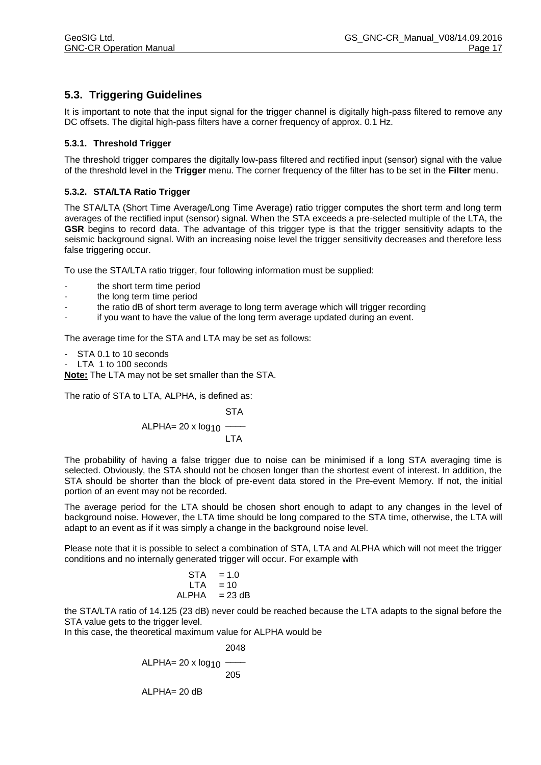## 5.3. Triggering Guidelines

It is important to note that the input signal for the trigger channel is digitally high-pass filtered to remove any DC offsets. The digital high-pass filters have a corner frequency of approx. 0.1 Hz.

### 5.3.1. Threshold Trigger

The threshold trigger compares the digitally low-pass filtered and rectified input (sensor) signal with the value of the threshold level in the **Trigger** menu. The corner frequency of the filter has to be set in the **Filter** menu.

### 5.3.2. STA/LTA Ratio Trigger

The STA/LTA (Short Time Average/Long Time Average) ratio trigger computes the short term and long term averages of the rectified input (sensor) signal. When the STA exceeds a pre-selected multiple of the LTA, the **GSR** begins to record data. The advantage of this trigger type is that the trigger sensitivity adapts to the seismic background signal. With an increasing noise level the trigger sensitivity decreases and therefore less false triggering occur.

To use the STA/LTA ratio trigger, four following information must be supplied:

- the short term time period
- the long term time period
- the ratio dB of short term average to long term average which will trigger recording
- if you want to have the value of the long term average updated during an event.

The average time for the STA and LTA may be set as follows:

- STA 0.1 to 10 seconds
- LTA 1 to 100 seconds

**Note:** The LTA may not be set smaller than the STA.

The ratio of STA to LTA, ALPHA, is defined as:

$$\text{ALPHA} = 20 \times \log_{10} \frac{\text{STA}}{\text{LTA}}$$

The probability of having a false trigger due to noise can be minimised if a long STA averaging time is selected. Obviously, the STA should not be chosen longer than the shortest event of interest. In addition, the STA should be shorter than the block of pre-event data stored in the Pre-event Memory. If not, the initial portion of an event may not be recorded.

The average period for the LTA should be chosen short enough to adapt to any changes in the level of background noise. However, the LTA time should be long compared to the STA time, otherwise, the LTA will adapt to an event as if it was simply a change in the background noise level.

Please note that it is possible to select a combination of STA, LTA and ALPHA which will not meet the trigger conditions and no internally generated trigger will occur. For example with

STA = 1.0
LTA = 10
ALPHA = 23 dB

the STA/LTA ratio of 14.125 (23 dB) never could be reached because the LTA adapts to the signal before the STA value gets to the trigger level.
In this case, the theoretical maximum value for ALPHA would be

$$\text{ALPHA} = 20 \times \log_{10} \frac{2048}{205}$$

ALPHA= 20 dB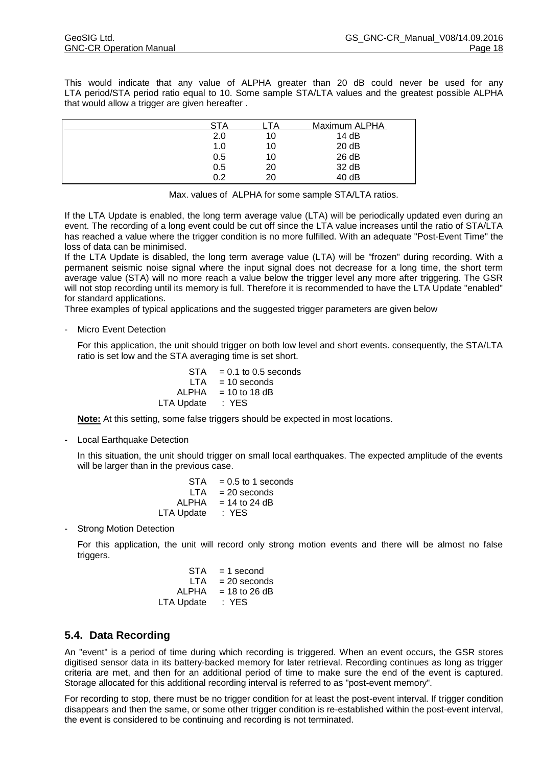This would indicate that any value of ALPHA greater than 20 dB could never be used for any LTA period/STA period ratio equal to 10. Some sample STA/LTA values and the greatest possible ALPHA that would allow a trigger are given hereafter .

| STA | LTA | Maximum ALPHA |
|---|---|---|
| 2.0 | 10 | 14 dB |
| 1.0 | 10 | 20 dB |
| 0.5 | 10 | 26 dB |
| 0.5 | 20 | 32 dB |
| 0.2 | 20 | 40 dB |

Max. values of ALPHA for some sample STA/LTA ratios.

If the LTA Update is enabled, the long term average value (LTA) will be periodically updated even during an event. The recording of a long event could be cut off since the LTA value increases until the ratio of STA/LTA has reached a value where the trigger condition is no more fulfilled. With an adequate "Post-Event Time" the loss of data can be minimised.
If the LTA Update is disabled, the long term average value (LTA) will be "frozen" during recording. With a permanent seismic noise signal where the input signal does not decrease for a long time, the short term average value (STA) will no more reach a value below the trigger level any more after triggering. The GSR will not stop recording until its memory is full. Therefore it is recommended to have the LTA Update "enabled" for standard applications.
Three examples of typical applications and the suggested trigger parameters are given below

- Micro Event Detection

  For this application, the unit should trigger on both low level and short events. consequently, the STA/LTA ratio is set low and the STA averaging time is set short.

  STA = 0.1 to 0.5 seconds
  LTA = 10 seconds
  ALPHA = 10 to 18 dB
  LTA Update : YES

  **Note:** At this setting, some false triggers should be expected in most locations.

- Local Earthquake Detection

  In this situation, the unit should trigger on small local earthquakes. The expected amplitude of the events will be larger than in the previous case.

  STA = 0.5 to 1 seconds
  LTA = 20 seconds
  ALPHA = 14 to 24 dB
  LTA Update : YES

- Strong Motion Detection

  For this application, the unit will record only strong motion events and there will be almost no false triggers.

  STA = 1 second
  LTA = 20 seconds
  ALPHA = 18 to 26 dB
  LTA Update : YES

## 5.4. Data Recording

An "event" is a period of time during which recording is triggered. When an event occurs, the GSR stores digitised sensor data in its battery-backed memory for later retrieval. Recording continues as long as trigger criteria are met, and then for an additional period of time to make sure the end of the event is captured. Storage allocated for this additional recording interval is referred to as "post-event memory".

For recording to stop, there must be no trigger condition for at least the post-event interval. If trigger condition disappears and then the same, or some other trigger condition is re-established within the post-event interval, the event is considered to be continuing and recording is not terminated.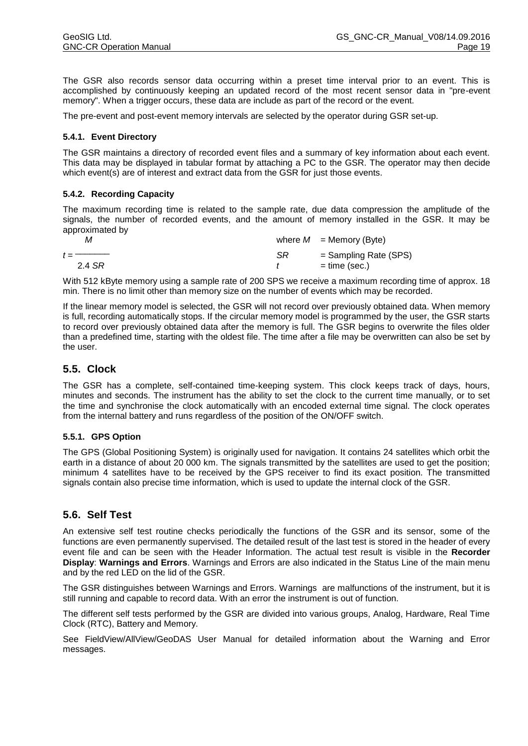The GSR also records sensor data occurring within a preset time interval prior to an event. This is accomplished by continuously keeping an updated record of the most recent sensor data in "pre-event memory". When a trigger occurs, these data are include as part of the record or the event.

The pre-event and post-event memory intervals are selected by the operator during GSR set-up.

### 5.4.1. Event Directory

The GSR maintains a directory of recorded event files and a summary of key information about each event. This data may be displayed in tabular format by attaching a PC to the GSR. The operator may then decide which event(s) are of interest and extract data from the GSR for just those events.

### 5.4.2. Recording Capacity

The maximum recording time is related to the sample rate, due data compression the amplitude of the signals, the number of recorded events, and the amount of memory installed in the GSR. It may be approximated by

$$t = \frac{M}{2.4\,SR}$$

where $M$ = Memory (Byte)
$SR$ = Sampling Rate (SPS)
$t$ = time (sec.)

With 512 kByte memory using a sample rate of 200 SPS we receive a maximum recording time of approx. 18 min. There is no limit other than memory size on the number of events which may be recorded.

If the linear memory model is selected, the GSR will not record over previously obtained data. When memory is full, recording automatically stops. If the circular memory model is programmed by the user, the GSR starts to record over previously obtained data after the memory is full. The GSR begins to overwrite the files older than a predefined time, starting with the oldest file. The time after a file may be overwritten can also be set by the user.

## 5.5. Clock

The GSR has a complete, self-contained time-keeping system. This clock keeps track of days, hours, minutes and seconds. The instrument has the ability to set the clock to the current time manually, or to set the time and synchronise the clock automatically with an encoded external time signal. The clock operates from the internal battery and runs regardless of the position of the ON/OFF switch.

### 5.5.1. GPS Option

The GPS (Global Positioning System) is originally used for navigation. It contains 24 satellites which orbit the earth in a distance of about 20 000 km. The signals transmitted by the satellites are used to get the position; minimum 4 satellites have to be received by the GPS receiver to find its exact position. The transmitted signals contain also precise time information, which is used to update the internal clock of the GSR.

## 5.6. Self Test

An extensive self test routine checks periodically the functions of the GSR and its sensor, some of the functions are even permanently supervised. The detailed result of the last test is stored in the header of every event file and can be seen with the Header Information. The actual test result is visible in the **Recorder Display**: **Warnings and Errors**. Warnings and Errors are also indicated in the Status Line of the main menu and by the red LED on the lid of the GSR.

The GSR distinguishes between Warnings and Errors. Warnings are malfunctions of the instrument, but it is still running and capable to record data. With an error the instrument is out of function.

The different self tests performed by the GSR are divided into various groups, Analog, Hardware, Real Time Clock (RTC), Battery and Memory.

See FieldView/AllView/GeoDAS User Manual for detailed information about the Warning and Error messages.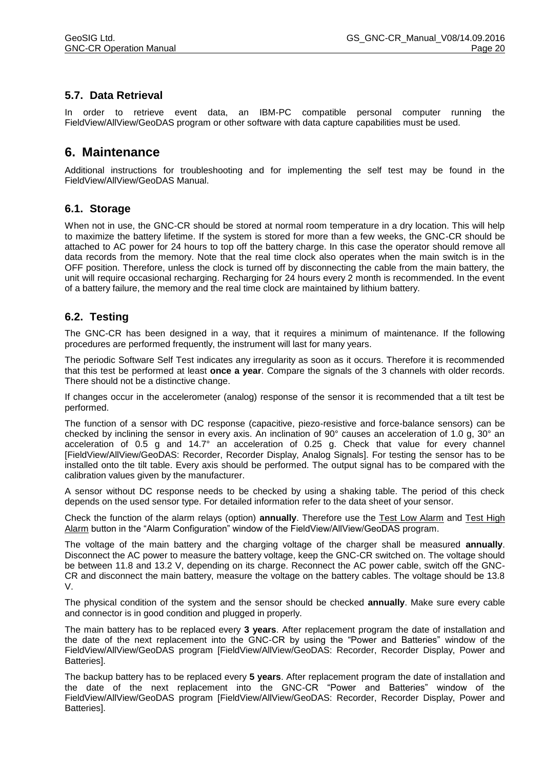## 5.7. Data Retrieval

In order to retrieve event data, an IBM-PC compatible personal computer running the FieldView/AllView/GeoDAS program or other software with data capture capabilities must be used.

# 6. Maintenance

Additional instructions for troubleshooting and for implementing the self test may be found in the FieldView/AllView/GeoDAS Manual.

## 6.1. Storage

When not in use, the GNC-CR should be stored at normal room temperature in a dry location. This will help to maximize the battery lifetime. If the system is stored for more than a few weeks, the GNC-CR should be attached to AC power for 24 hours to top off the battery charge. In this case the operator should remove all data records from the memory. Note that the real time clock also operates when the main switch is in the OFF position. Therefore, unless the clock is turned off by disconnecting the cable from the main battery, the unit will require occasional recharging. Recharging for 24 hours every 2 month is recommended. In the event of a battery failure, the memory and the real time clock are maintained by lithium battery.

## 6.2. Testing

The GNC-CR has been designed in a way, that it requires a minimum of maintenance. If the following procedures are performed frequently, the instrument will last for many years.

The periodic Software Self Test indicates any irregularity as soon as it occurs. Therefore it is recommended that this test be performed at least **once a year**. Compare the signals of the 3 channels with older records. There should not be a distinctive change.

If changes occur in the accelerometer (analog) response of the sensor it is recommended that a tilt test be performed.

The function of a sensor with DC response (capacitive, piezo-resistive and force-balance sensors) can be checked by inclining the sensor in every axis. An inclination of 90° causes an acceleration of 1.0 g, 30° an acceleration of 0.5 g and 14.7° an acceleration of 0.25 g. Check that value for every channel [FieldView/AllView/GeoDAS: Recorder, Recorder Display, Analog Signals]. For testing the sensor has to be installed onto the tilt table. Every axis should be performed. The output signal has to be compared with the calibration values given by the manufacturer.

A sensor without DC response needs to be checked by using a shaking table. The period of this check depends on the used sensor type. For detailed information refer to the data sheet of your sensor.

Check the function of the alarm relays (option) **annually**. Therefore use the Test Low Alarm and Test High Alarm button in the “Alarm Configuration” window of the FieldView/AllView/GeoDAS program.

The voltage of the main battery and the charging voltage of the charger shall be measured **annually**. Disconnect the AC power to measure the battery voltage, keep the GNC-CR switched on. The voltage should be between 11.8 and 13.2 V, depending on its charge. Reconnect the AC power cable, switch off the GNC-CR and disconnect the main battery, measure the voltage on the battery cables. The voltage should be 13.8 V.

The physical condition of the system and the sensor should be checked **annually**. Make sure every cable and connector is in good condition and plugged in properly.

The main battery has to be replaced every **3 years**. After replacement program the date of installation and the date of the next replacement into the GNC-CR by using the “Power and Batteries” window of the FieldView/AllView/GeoDAS program [FieldView/AllView/GeoDAS: Recorder, Recorder Display, Power and Batteries].

The backup battery has to be replaced every **5 years**. After replacement program the date of installation and the date of the next replacement into the GNC-CR “Power and Batteries” window of the FieldView/AllView/GeoDAS program [FieldView/AllView/GeoDAS: Recorder, Recorder Display, Power and Batteries].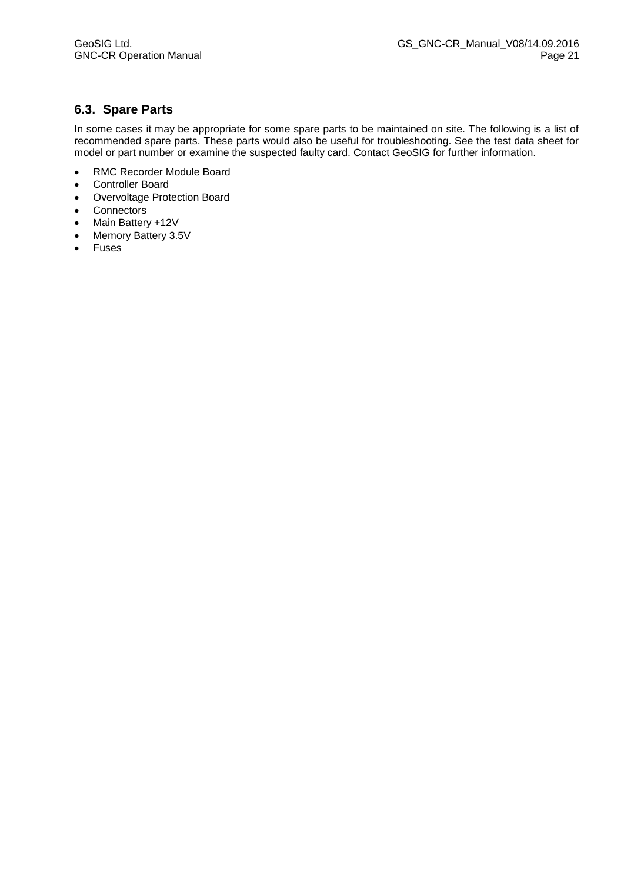### 6.3. Spare Parts

In some cases it may be appropriate for some spare parts to be maintained on site. The following is a list of recommended spare parts. These parts would also be useful for troubleshooting. See the test data sheet for model or part number or examine the suspected faulty card. Contact GeoSIG for further information.

- RMC Recorder Module Board
- Controller Board
- Overvoltage Protection Board
- Connectors
- Main Battery +12V
- Memory Battery 3.5V
- Fuses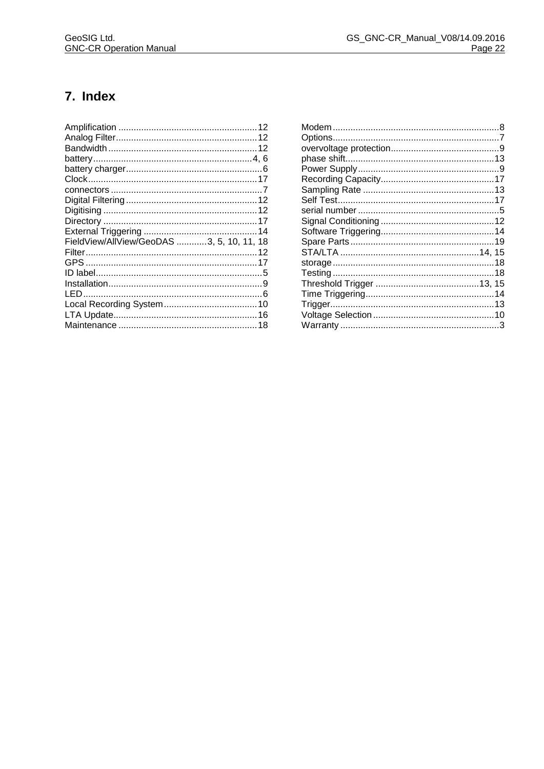# 7. Index

Amplification ....................................................... 12
Analog Filter ........................................................ 12
Bandwidth ........................................................... 12
battery .............................................................. 4, 6
battery charger ...................................................... 6
Clock ................................................................. 17
connectors ........................................................... 7
Digital Filtering ...................................................... 12
Digitising ............................................................ 12
Directory ............................................................ 17
External Triggering ................................................ 14
FieldView/AllView/GeoDAS ............ 3, 5, 10, 11, 18
Filter .................................................................. 12
GPS ................................................................... 17
ID label ................................................................ 5
Installation ............................................................ 9
LED ..................................................................... 6
Local Recording System ........................................ 10
LTA Update .......................................................... 16
Maintenance ........................................................ 18
Modem ................................................................. 8
Options ................................................................ 7
overvoltage protection ............................................ 9
phase shift ........................................................... 13
Power Supply ........................................................ 9
Recording Capacity ............................................... 17
Sampling Rate ..................................................... 13
Self Test .............................................................. 17
serial number ........................................................ 5
Signal Conditioning ............................................... 12
Software Triggering ............................................... 14
Spare Parts .......................................................... 19
STA/LTA ....................................................... 14, 15
storage ................................................................ 18
Testing ................................................................ 18
Threshold Trigger ........................................... 13, 15
Time Triggering .................................................... 14
Trigger ................................................................ 13
Voltage Selection .................................................. 10
Warranty .............................................................. 3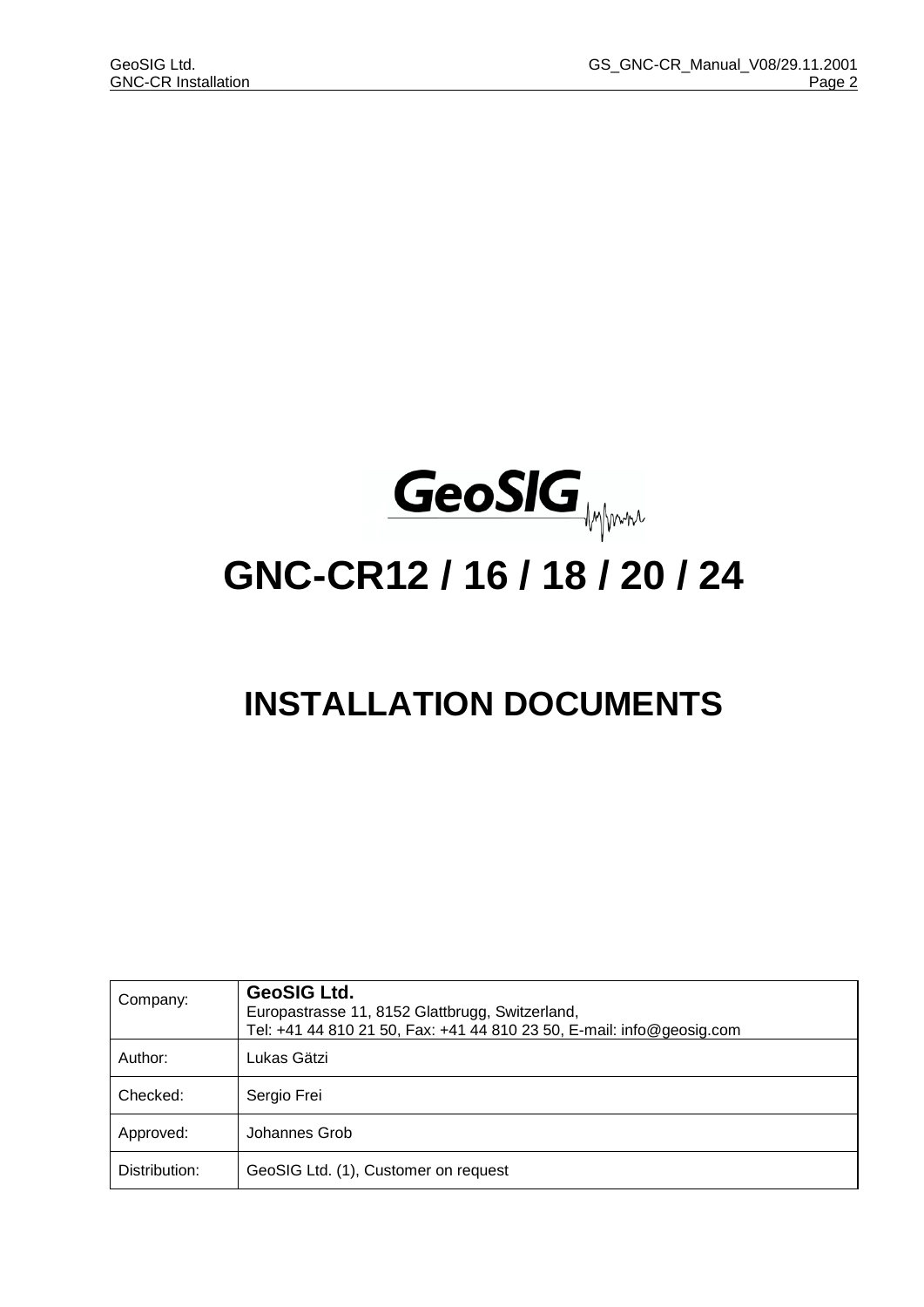# GNC-CR12 / 16 / 18 / 20 / 24

# INSTALLATION DOCUMENTS

| Company: | **GeoSIG Ltd.**<br>Europastrasse 11, 8152 Glattbrugg, Switzerland,<br>Tel: +41 44 810 21 50, Fax: +41 44 810 23 50, E-mail: info@geosig.com |
|---|---|
| Author: | Lukas Gätzi |
| Checked: | Sergio Frei |
| Approved: | Johannes Grob |
| Distribution: | GeoSIG Ltd. (1), Customer on request |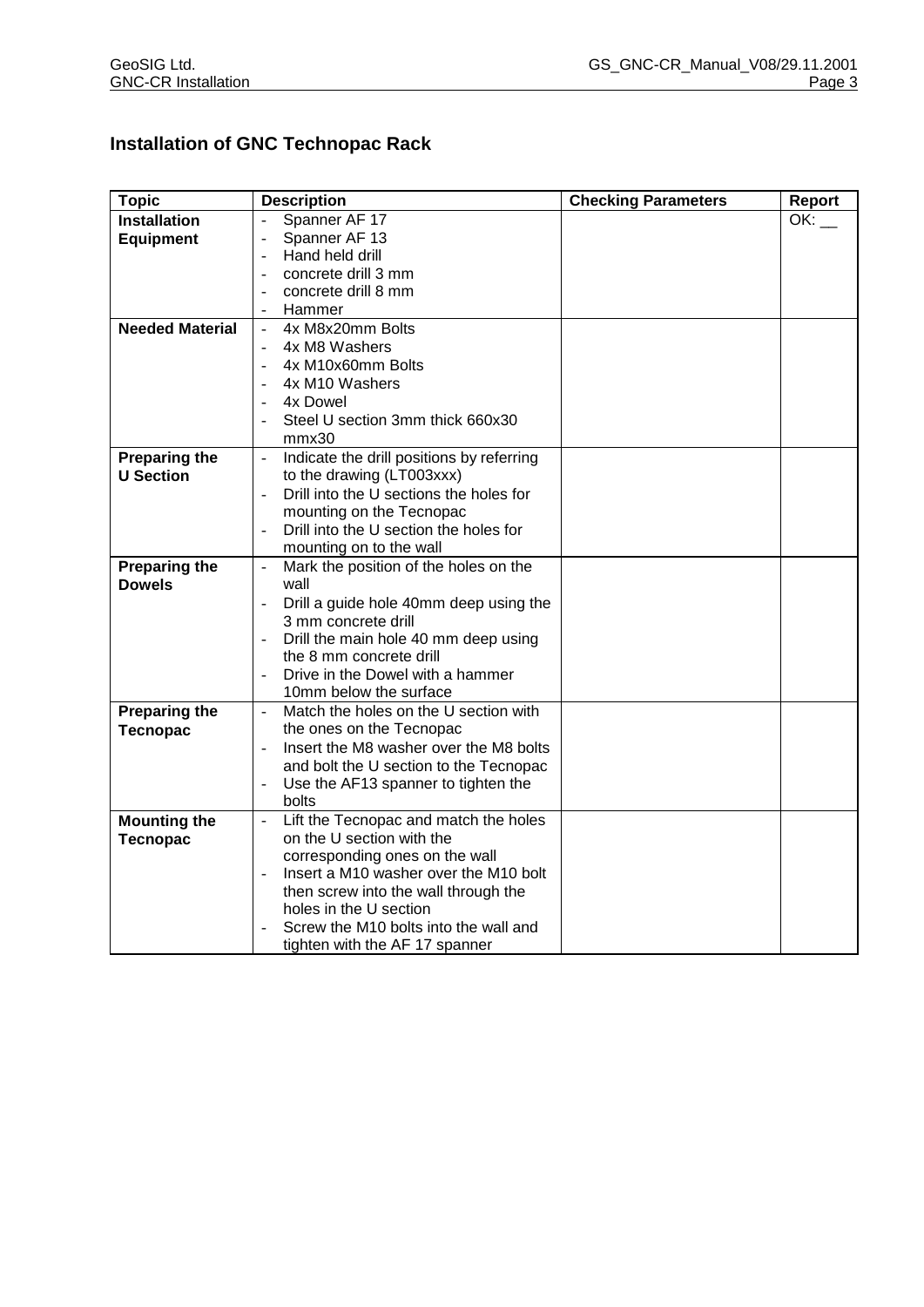## Installation of GNC Technopac Rack

| **Topic** | **Description** | **Checking Parameters** | **Report** |
|---|---|---|---|
| **Installation Equipment** | - Spanner AF 17<br>- Spanner AF 13<br>- Hand held drill<br>- concrete drill 3 mm<br>- concrete drill 8 mm<br>- Hammer | | OK: __ |
| **Needed Material** | - 4x M8x20mm Bolts<br>- 4x M8 Washers<br>- 4x M10x60mm Bolts<br>- 4x M10 Washers<br>- 4x Dowel<br>- Steel U section 3mm thick 660x30 mmx30 | | |
| **Preparing the U Section** | - Indicate the drill positions by referring to the drawing (LT003xxx)<br>- Drill into the U sections the holes for mounting on the Tecnopac<br>- Drill into the U section the holes for mounting on to the wall | | |
| **Preparing the Dowels** | - Mark the position of the holes on the wall<br>- Drill a guide hole 40mm deep using the 3 mm concrete drill<br>- Drill the main hole 40 mm deep using the 8 mm concrete drill<br>- Drive in the Dowel with a hammer 10mm below the surface | | |
| **Preparing the Tecnopac** | - Match the holes on the U section with the ones on the Tecnopac<br>- Insert the M8 washer over the M8 bolts and bolt the U section to the Tecnopac<br>- Use the AF13 spanner to tighten the bolts | | |
| **Mounting the Tecnopac** | - Lift the Tecnopac and match the holes on the U section with the corresponding ones on the wall<br>- Insert a M10 washer over the M10 bolt then screw into the wall through the holes in the U section<br>- Screw the M10 bolts into the wall and tighten with the AF 17 spanner | | |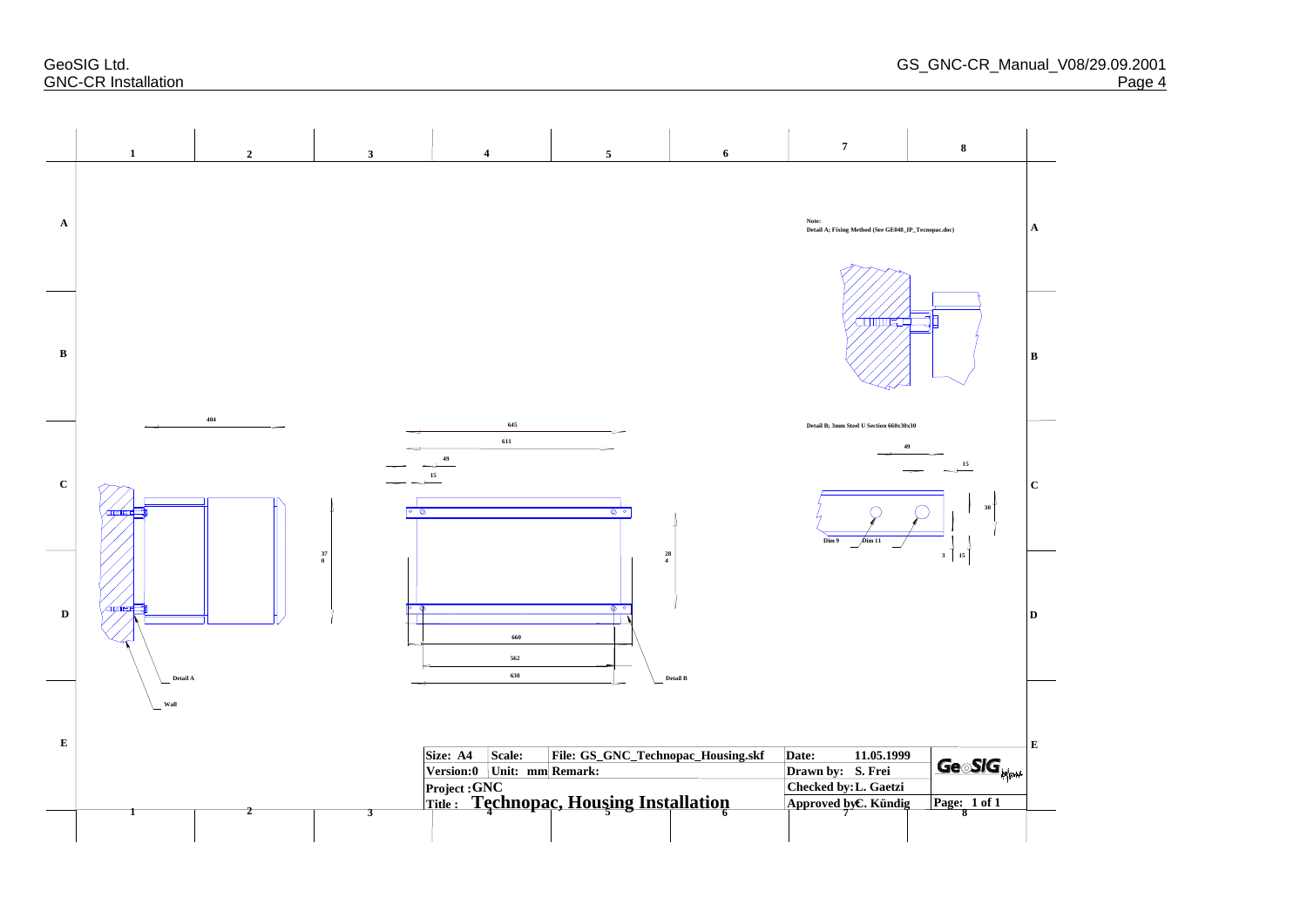Note:
Detail A; Fixing Method (See GE048_IP_Tecnopac.doc)

Detail B; 3mm Steel U Section 660x30x30

| Size: A4 | Scale: | File: GS_GNC_Technopac_Housing.skf | Date: 11.05.1999 |
| --- | --- | --- | --- |
| Version: 0 | Unit: mm | Remark: | Drawn by: S. Frei |
| Project: GNC | | | Checked by: L. Gaetzi |
| Title: **Technopac, Housing Installation** | | | Approved by: C. Kündig |
| | | | Page: 1 of 1 |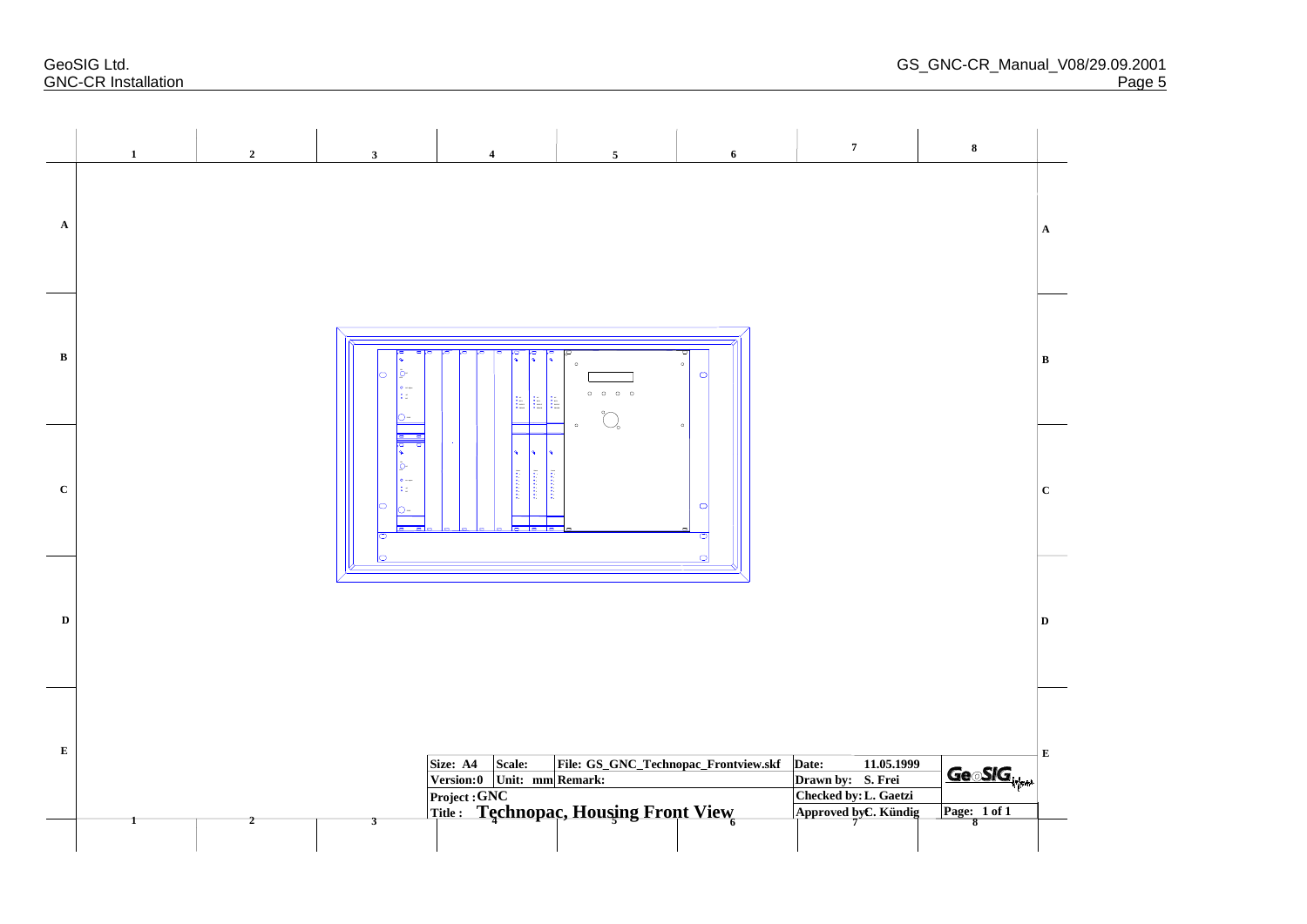| Size: A4 | Scale: | File: GS_GNC_Technopac_Frontview.skf | Date: 11.05.1999 | GeoSIG |
|---|---|---|---|---|
| Version: 0 | Unit: mm | Remark: | Drawn by: S. Frei | |
| Project : GNC | | | Checked by: L. Gaetzi | |
| Title : Technopac, Housing Front View | | | Approved by: C. Kündig | Page: 1 of 1 |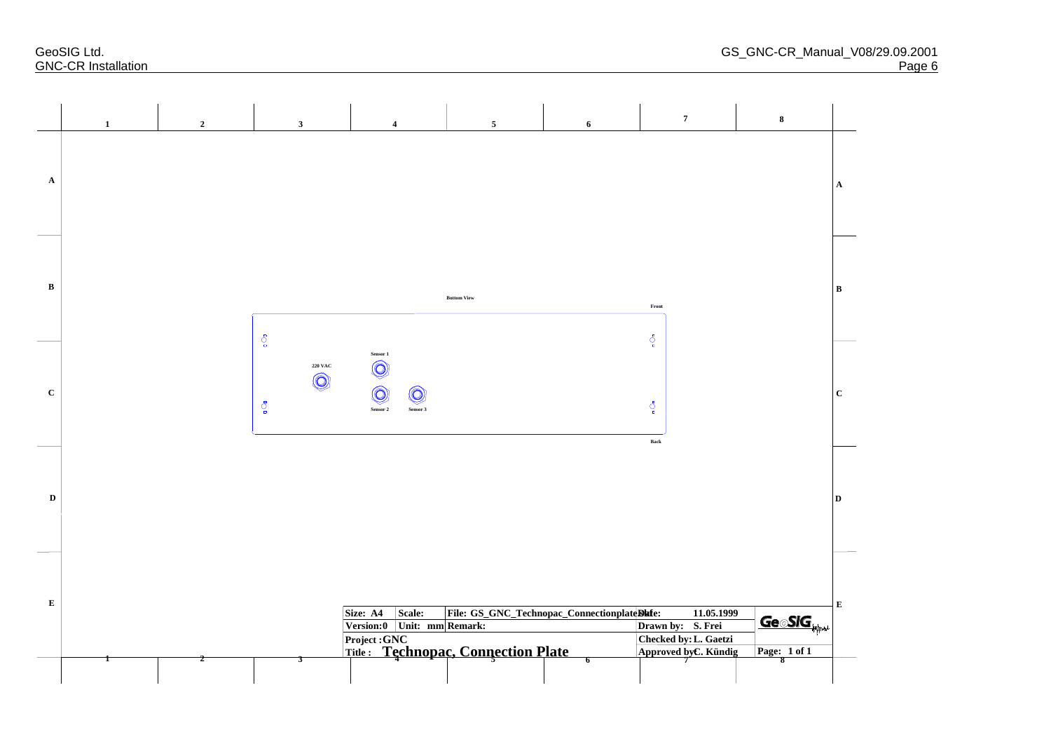Bottom View

Front

220 VAC

Sensor 1

Sensor 2

Sensor 3

Back

| | | | |
|---|---|---|---|
| Size: A4 | Scale: | File: GS_GNC_Technopac_Connectionplate.Skf | Date: 11.05.1999 |
| Version: 0 | Unit: mm | Remark: | Drawn by: S. Frei |
| Project : GNC | | | Checked by: L. Gaetzi |
| Title : Technopac, Connection Plate | | | Approved by: C. Kündig |
| | | | Page: 1 of 1 |